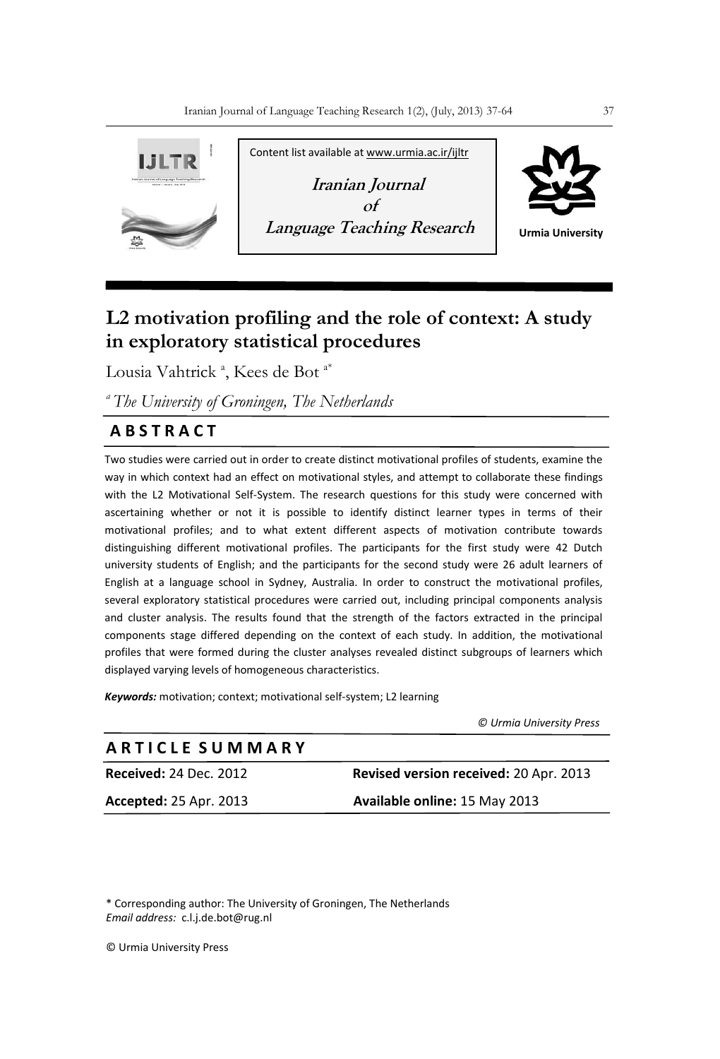Content list available at www.urmia.ac.ir/ijltr

**Iranian Journal of Language Teaching Research**

Urmia University

# L2 motivation profiling and the role of context: A study in exploratory statistical procedures

Lousia Vahtrick [a], Kees de Bot [a*]

[a] *The University of Groningen, The Netherlands*

## A B S T R A C T

Two studies were carried out in order to create distinct motivational profiles of students, examine the way in which context had an effect on motivational styles, and attempt to collaborate these findings with the L2 Motivational Self-System. The research questions for this study were concerned with ascertaining whether or not it is possible to identify distinct learner types in terms of their motivational profiles; and to what extent different aspects of motivation contribute towards distinguishing different motivational profiles. The participants for the first study were 42 Dutch university students of English; and the participants for the second study were 26 adult learners of English at a language school in Sydney, Australia. In order to construct the motivational profiles, several exploratory statistical procedures were carried out, including principal components analysis and cluster analysis. The results found that the strength of the factors extracted in the principal components stage differed depending on the context of each study. In addition, the motivational profiles that were formed during the cluster analyses revealed distinct subgroups of learners which displayed varying levels of homogeneous characteristics.

***Keywords:*** motivation; context; motivational self-system; L2 learning

*© Urmia University Press*

## A R T I C L E S U M M A R Y

| | |
|---|---|
| **Received:** 24 Dec. 2012 | **Revised version received:** 20 Apr. 2013 |
| **Accepted:** 25 Apr. 2013 | **Available online:** 15 May 2013 |

\* Corresponding author: The University of Groningen, The Netherlands
*Email address:* c.l.j.de.bot@rug.nl

© Urmia University Press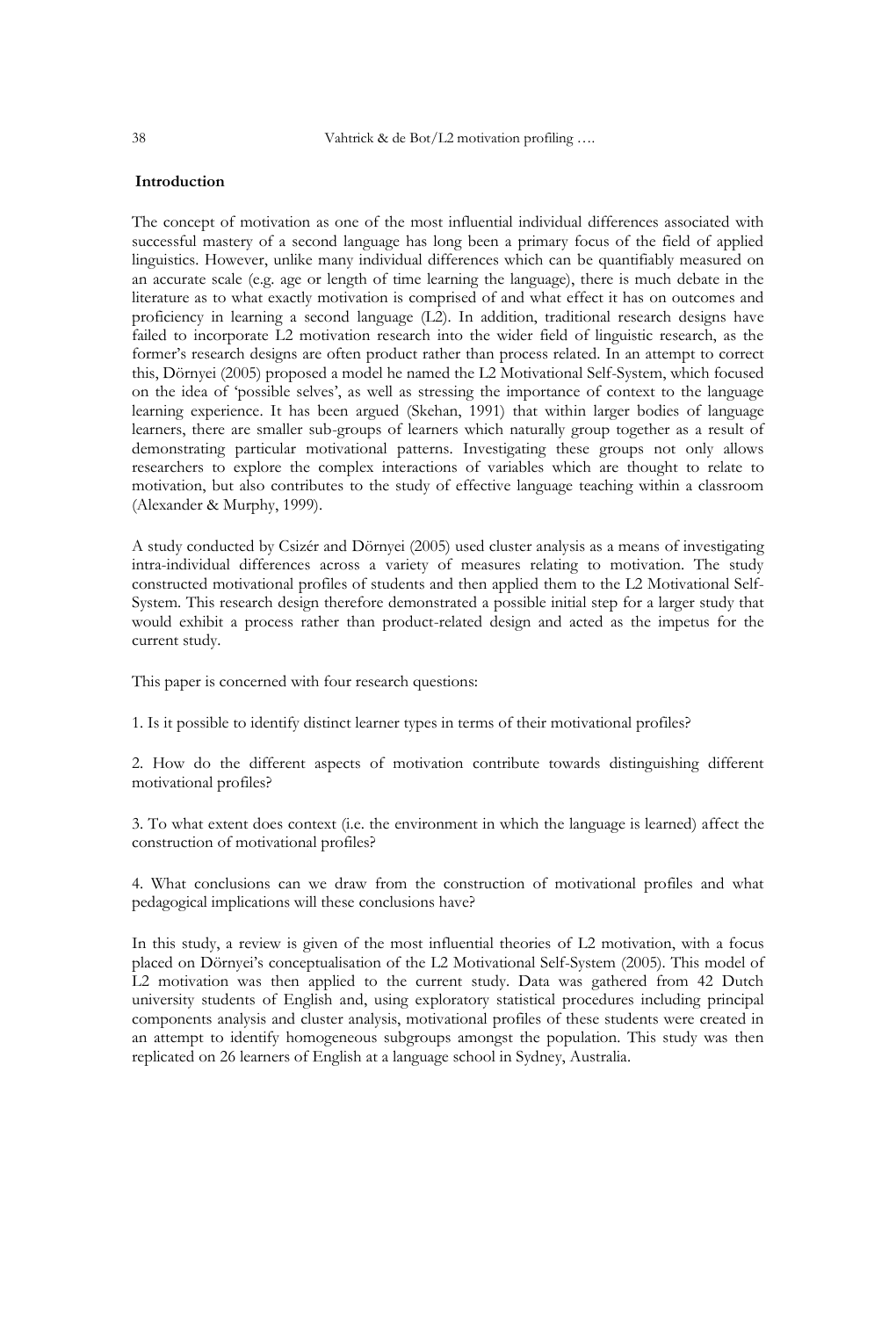## Introduction

The concept of motivation as one of the most influential individual differences associated with successful mastery of a second language has long been a primary focus of the field of applied linguistics. However, unlike many individual differences which can be quantifiably measured on an accurate scale (e.g. age or length of time learning the language), there is much debate in the literature as to what exactly motivation is comprised of and what effect it has on outcomes and proficiency in learning a second language (L2). In addition, traditional research designs have failed to incorporate L2 motivation research into the wider field of linguistic research, as the former's research designs are often product rather than process related. In an attempt to correct this, Dörnyei (2005) proposed a model he named the L2 Motivational Self-System, which focused on the idea of 'possible selves', as well as stressing the importance of context to the language learning experience. It has been argued (Skehan, 1991) that within larger bodies of language learners, there are smaller sub-groups of learners which naturally group together as a result of demonstrating particular motivational patterns. Investigating these groups not only allows researchers to explore the complex interactions of variables which are thought to relate to motivation, but also contributes to the study of effective language teaching within a classroom (Alexander & Murphy, 1999).

A study conducted by Csizér and Dörnyei (2005) used cluster analysis as a means of investigating intra-individual differences across a variety of measures relating to motivation. The study constructed motivational profiles of students and then applied them to the L2 Motivational Self-System. This research design therefore demonstrated a possible initial step for a larger study that would exhibit a process rather than product-related design and acted as the impetus for the current study.

This paper is concerned with four research questions:

1. Is it possible to identify distinct learner types in terms of their motivational profiles?

2. How do the different aspects of motivation contribute towards distinguishing different motivational profiles?

3. To what extent does context (i.e. the environment in which the language is learned) affect the construction of motivational profiles?

4. What conclusions can we draw from the construction of motivational profiles and what pedagogical implications will these conclusions have?

In this study, a review is given of the most influential theories of L2 motivation, with a focus placed on Dörnyei's conceptualisation of the L2 Motivational Self-System (2005). This model of L2 motivation was then applied to the current study. Data was gathered from 42 Dutch university students of English and, using exploratory statistical procedures including principal components analysis and cluster analysis, motivational profiles of these students were created in an attempt to identify homogeneous subgroups amongst the population. This study was then replicated on 26 learners of English at a language school in Sydney, Australia.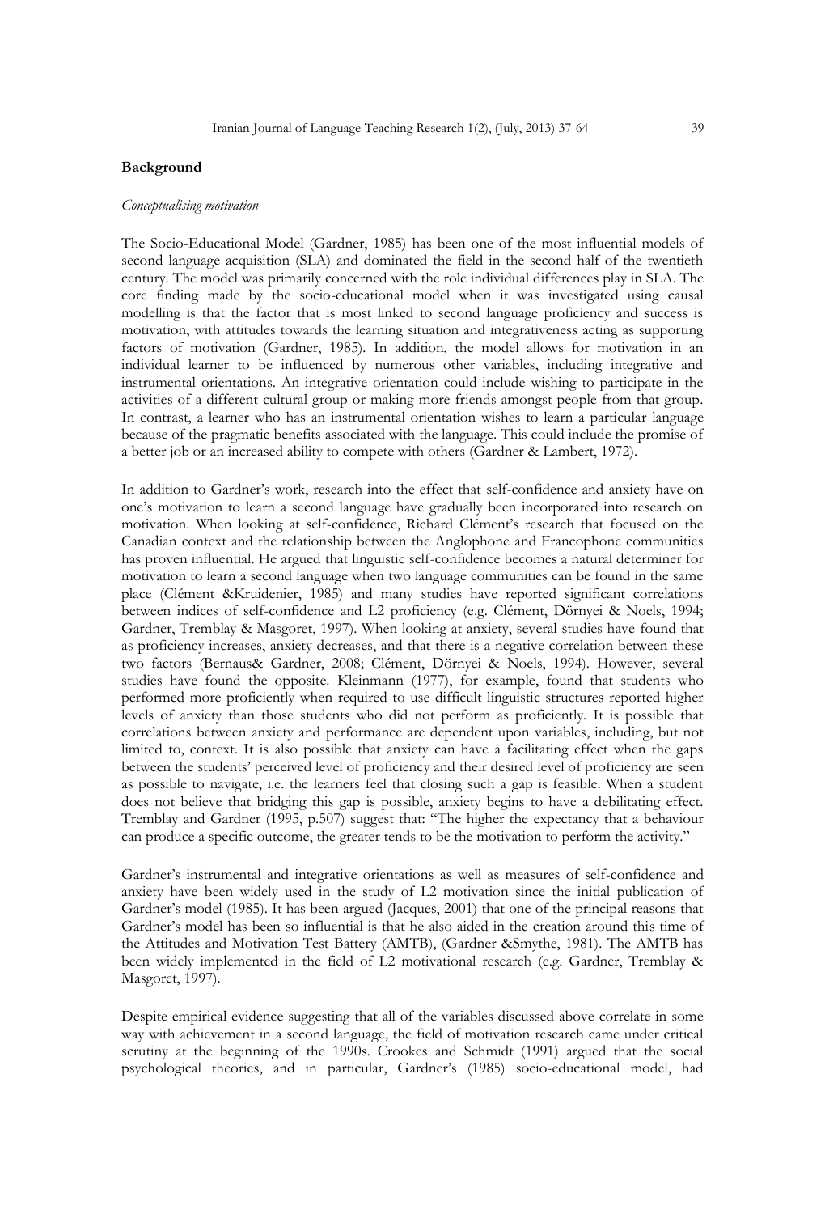## Background

### *Conceptualising motivation*

The Socio-Educational Model (Gardner, 1985) has been one of the most influential models of second language acquisition (SLA) and dominated the field in the second half of the twentieth century. The model was primarily concerned with the role individual differences play in SLA. The core finding made by the socio-educational model when it was investigated using causal modelling is that the factor that is most linked to second language proficiency and success is motivation, with attitudes towards the learning situation and integrativeness acting as supporting factors of motivation (Gardner, 1985). In addition, the model allows for motivation in an individual learner to be influenced by numerous other variables, including integrative and instrumental orientations. An integrative orientation could include wishing to participate in the activities of a different cultural group or making more friends amongst people from that group. In contrast, a learner who has an instrumental orientation wishes to learn a particular language because of the pragmatic benefits associated with the language. This could include the promise of a better job or an increased ability to compete with others (Gardner & Lambert, 1972).

In addition to Gardner's work, research into the effect that self-confidence and anxiety have on one's motivation to learn a second language have gradually been incorporated into research on motivation. When looking at self-confidence, Richard Clément's research that focused on the Canadian context and the relationship between the Anglophone and Francophone communities has proven influential. He argued that linguistic self-confidence becomes a natural determiner for motivation to learn a second language when two language communities can be found in the same place (Clément &Kruidenier, 1985) and many studies have reported significant correlations between indices of self-confidence and L2 proficiency (e.g. Clément, Dörnyei & Noels, 1994; Gardner, Tremblay & Masgoret, 1997). When looking at anxiety, several studies have found that as proficiency increases, anxiety decreases, and that there is a negative correlation between these two factors (Bernaus& Gardner, 2008; Clément, Dörnyei & Noels, 1994). However, several studies have found the opposite. Kleinmann (1977), for example, found that students who performed more proficiently when required to use difficult linguistic structures reported higher levels of anxiety than those students who did not perform as proficiently. It is possible that correlations between anxiety and performance are dependent upon variables, including, but not limited to, context. It is also possible that anxiety can have a facilitating effect when the gaps between the students' perceived level of proficiency and their desired level of proficiency are seen as possible to navigate, i.e. the learners feel that closing such a gap is feasible. When a student does not believe that bridging this gap is possible, anxiety begins to have a debilitating effect. Tremblay and Gardner (1995, p.507) suggest that: "The higher the expectancy that a behaviour can produce a specific outcome, the greater tends to be the motivation to perform the activity."

Gardner's instrumental and integrative orientations as well as measures of self-confidence and anxiety have been widely used in the study of L2 motivation since the initial publication of Gardner's model (1985). It has been argued (Jacques, 2001) that one of the principal reasons that Gardner's model has been so influential is that he also aided in the creation around this time of the Attitudes and Motivation Test Battery (AMTB), (Gardner &Smythe, 1981). The AMTB has been widely implemented in the field of L2 motivational research (e.g. Gardner, Tremblay & Masgoret, 1997).

Despite empirical evidence suggesting that all of the variables discussed above correlate in some way with achievement in a second language, the field of motivation research came under critical scrutiny at the beginning of the 1990s. Crookes and Schmidt (1991) argued that the social psychological theories, and in particular, Gardner's (1985) socio-educational model, had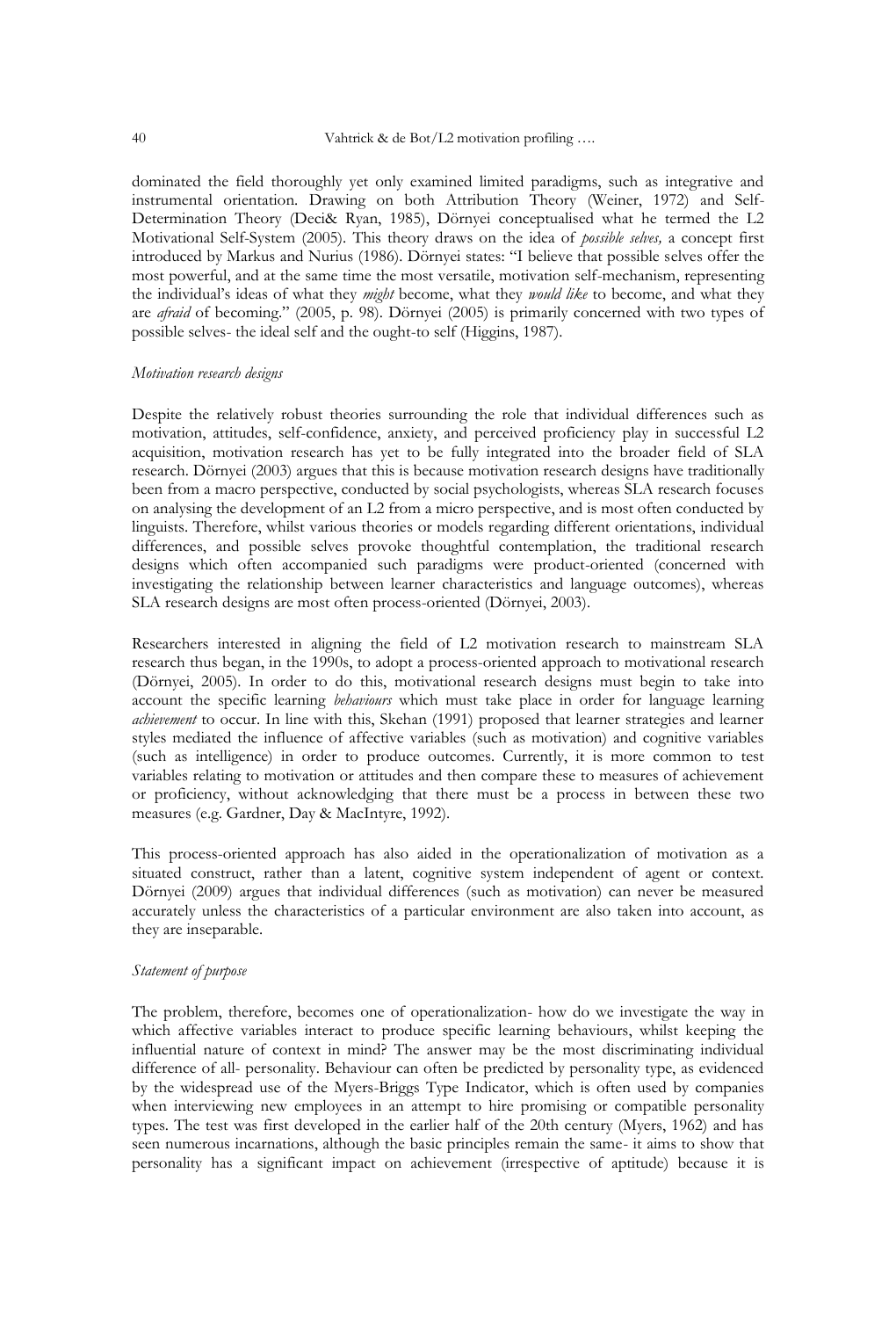dominated the field thoroughly yet only examined limited paradigms, such as integrative and instrumental orientation. Drawing on both Attribution Theory (Weiner, 1972) and Self-Determination Theory (Deci& Ryan, 1985), Dörnyei conceptualised what he termed the L2 Motivational Self-System (2005). This theory draws on the idea of *possible selves,* a concept first introduced by Markus and Nurius (1986). Dörnyei states: "I believe that possible selves offer the most powerful, and at the same time the most versatile, motivation self-mechanism, representing the individual's ideas of what they *might* become, what they *would like* to become, and what they are *afraid* of becoming." (2005, p. 98). Dörnyei (2005) is primarily concerned with two types of possible selves- the ideal self and the ought-to self (Higgins, 1987).

### *Motivation research designs*

Despite the relatively robust theories surrounding the role that individual differences such as motivation, attitudes, self-confidence, anxiety, and perceived proficiency play in successful L2 acquisition, motivation research has yet to be fully integrated into the broader field of SLA research. Dörnyei (2003) argues that this is because motivation research designs have traditionally been from a macro perspective, conducted by social psychologists, whereas SLA research focuses on analysing the development of an L2 from a micro perspective, and is most often conducted by linguists. Therefore, whilst various theories or models regarding different orientations, individual differences, and possible selves provoke thoughtful contemplation, the traditional research designs which often accompanied such paradigms were product-oriented (concerned with investigating the relationship between learner characteristics and language outcomes), whereas SLA research designs are most often process-oriented (Dörnyei, 2003).

Researchers interested in aligning the field of L2 motivation research to mainstream SLA research thus began, in the 1990s, to adopt a process-oriented approach to motivational research (Dörnyei, 2005). In order to do this, motivational research designs must begin to take into account the specific learning *behaviours* which must take place in order for language learning *achievement* to occur. In line with this, Skehan (1991) proposed that learner strategies and learner styles mediated the influence of affective variables (such as motivation) and cognitive variables (such as intelligence) in order to produce outcomes. Currently, it is more common to test variables relating to motivation or attitudes and then compare these to measures of achievement or proficiency, without acknowledging that there must be a process in between these two measures (e.g. Gardner, Day & MacIntyre, 1992).

This process-oriented approach has also aided in the operationalization of motivation as a situated construct, rather than a latent, cognitive system independent of agent or context. Dörnyei (2009) argues that individual differences (such as motivation) can never be measured accurately unless the characteristics of a particular environment are also taken into account, as they are inseparable.

### *Statement of purpose*

The problem, therefore, becomes one of operationalization- how do we investigate the way in which affective variables interact to produce specific learning behaviours, whilst keeping the influential nature of context in mind? The answer may be the most discriminating individual difference of all- personality. Behaviour can often be predicted by personality type, as evidenced by the widespread use of the Myers-Briggs Type Indicator, which is often used by companies when interviewing new employees in an attempt to hire promising or compatible personality types. The test was first developed in the earlier half of the 20th century (Myers, 1962) and has seen numerous incarnations, although the basic principles remain the same- it aims to show that personality has a significant impact on achievement (irrespective of aptitude) because it is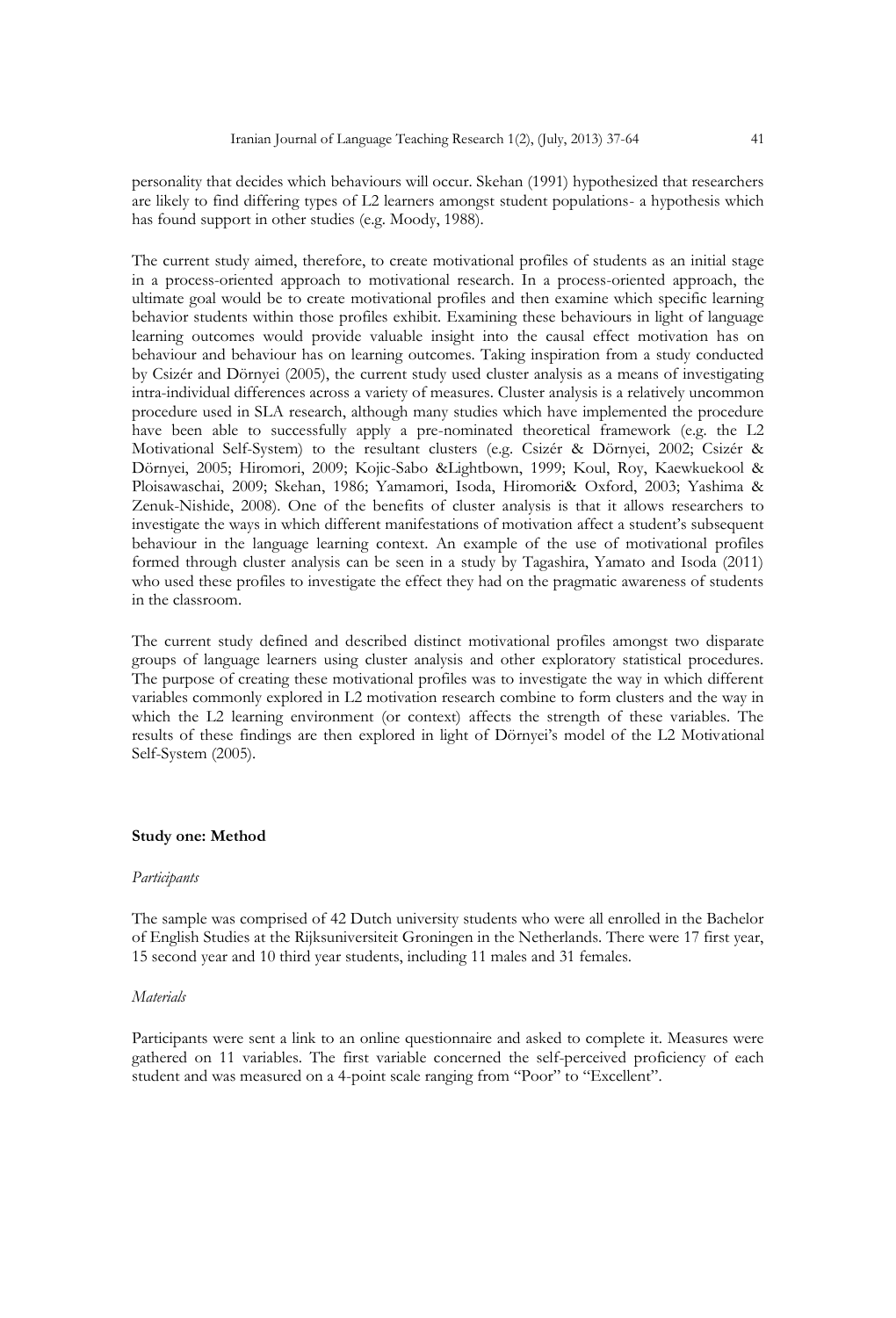personality that decides which behaviours will occur. Skehan (1991) hypothesized that researchers are likely to find differing types of L2 learners amongst student populations- a hypothesis which has found support in other studies (e.g. Moody, 1988).

The current study aimed, therefore, to create motivational profiles of students as an initial stage in a process-oriented approach to motivational research. In a process-oriented approach, the ultimate goal would be to create motivational profiles and then examine which specific learning behavior students within those profiles exhibit. Examining these behaviours in light of language learning outcomes would provide valuable insight into the causal effect motivation has on behaviour and behaviour has on learning outcomes. Taking inspiration from a study conducted by Csizér and Dörnyei (2005), the current study used cluster analysis as a means of investigating intra-individual differences across a variety of measures. Cluster analysis is a relatively uncommon procedure used in SLA research, although many studies which have implemented the procedure have been able to successfully apply a pre-nominated theoretical framework (e.g. the L2 Motivational Self-System) to the resultant clusters (e.g. Csizér & Dörnyei, 2002; Csizér & Dörnyei, 2005; Hiromori, 2009; Kojic-Sabo &Lightbown, 1999; Koul, Roy, Kaewkuekool & Ploisawaschai, 2009; Skehan, 1986; Yamamori, Isoda, Hiromori& Oxford, 2003; Yashima & Zenuk-Nishide, 2008). One of the benefits of cluster analysis is that it allows researchers to investigate the ways in which different manifestations of motivation affect a student's subsequent behaviour in the language learning context. An example of the use of motivational profiles formed through cluster analysis can be seen in a study by Tagashira, Yamato and Isoda (2011) who used these profiles to investigate the effect they had on the pragmatic awareness of students in the classroom.

The current study defined and described distinct motivational profiles amongst two disparate groups of language learners using cluster analysis and other exploratory statistical procedures. The purpose of creating these motivational profiles was to investigate the way in which different variables commonly explored in L2 motivation research combine to form clusters and the way in which the L2 learning environment (or context) affects the strength of these variables. The results of these findings are then explored in light of Dörnyei's model of the L2 Motivational Self-System (2005).

## Study one: Method

*Participants*

The sample was comprised of 42 Dutch university students who were all enrolled in the Bachelor of English Studies at the Rijksuniversiteit Groningen in the Netherlands. There were 17 first year, 15 second year and 10 third year students, including 11 males and 31 females.

*Materials*

Participants were sent a link to an online questionnaire and asked to complete it. Measures were gathered on 11 variables. The first variable concerned the self-perceived proficiency of each student and was measured on a 4-point scale ranging from "Poor" to "Excellent".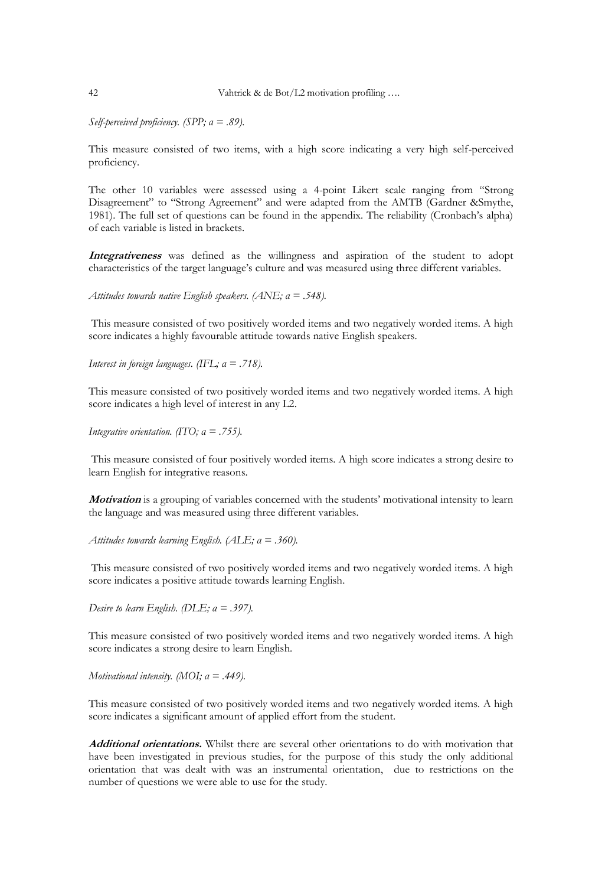*Self-perceived proficiency. (SPP; a = .89).*

This measure consisted of two items, with a high score indicating a very high self-perceived proficiency.

The other 10 variables were assessed using a 4-point Likert scale ranging from "Strong Disagreement" to "Strong Agreement" and were adapted from the AMTB (Gardner &Smythe, 1981). The full set of questions can be found in the appendix. The reliability (Cronbach's alpha) of each variable is listed in brackets.

***Integrativeness*** was defined as the willingness and aspiration of the student to adopt characteristics of the target language's culture and was measured using three different variables.

*Attitudes towards native English speakers. (ANE; a = .548).*

This measure consisted of two positively worded items and two negatively worded items. A high score indicates a highly favourable attitude towards native English speakers.

*Interest in foreign languages. (IFL; a = .718).*

This measure consisted of two positively worded items and two negatively worded items. A high score indicates a high level of interest in any L2.

*Integrative orientation. (ITO; a = .755).*

This measure consisted of four positively worded items. A high score indicates a strong desire to learn English for integrative reasons.

***Motivation*** is a grouping of variables concerned with the students' motivational intensity to learn the language and was measured using three different variables.

*Attitudes towards learning English. (ALE; a = .360).*

This measure consisted of two positively worded items and two negatively worded items. A high score indicates a positive attitude towards learning English.

*Desire to learn English. (DLE; a = .397).*

This measure consisted of two positively worded items and two negatively worded items. A high score indicates a strong desire to learn English.

*Motivational intensity. (MOI; a = .449).*

This measure consisted of two positively worded items and two negatively worded items. A high score indicates a significant amount of applied effort from the student.

***Additional orientations.*** Whilst there are several other orientations to do with motivation that have been investigated in previous studies, for the purpose of this study the only additional orientation that was dealt with was an instrumental orientation, due to restrictions on the number of questions we were able to use for the study.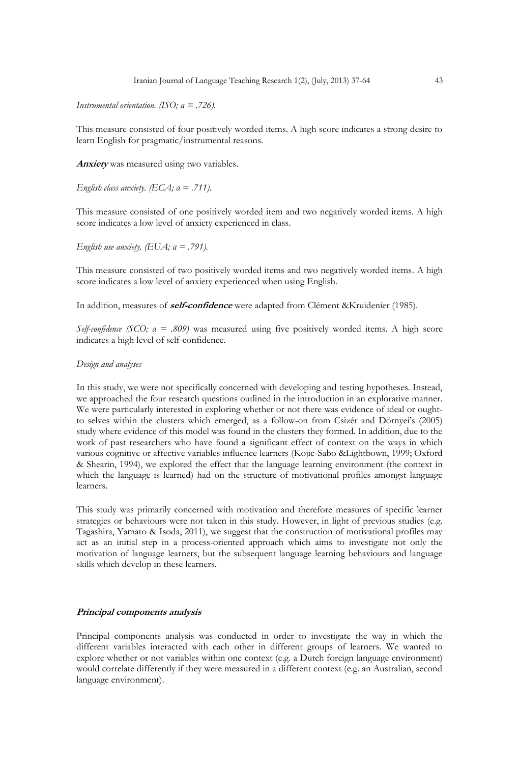*Instrumental orientation. (ISO; a = .726).*

This measure consisted of four positively worded items. A high score indicates a strong desire to learn English for pragmatic/instrumental reasons.

***Anxiety*** was measured using two variables.

*English class anxiety. (ECA; a = .711).*

This measure consisted of one positively worded item and two negatively worded items. A high score indicates a low level of anxiety experienced in class.

*English use anxiety. (EUA; a = .791).*

This measure consisted of two positively worded items and two negatively worded items. A high score indicates a low level of anxiety experienced when using English.

In addition, measures of ***self-confidence*** were adapted from Clément &Kruidenier (1985).

*Self-confidence (SCO; a = .809)* was measured using five positively worded items. A high score indicates a high level of self-confidence.

*Design and analyses*

In this study, we were not specifically concerned with developing and testing hypotheses. Instead, we approached the four research questions outlined in the introduction in an explorative manner. We were particularly interested in exploring whether or not there was evidence of ideal or ought-to selves within the clusters which emerged, as a follow-on from Csizér and Dörnyei's (2005) study where evidence of this model was found in the clusters they formed. In addition, due to the work of past researchers who have found a significant effect of context on the ways in which various cognitive or affective variables influence learners (Kojic-Sabo &Lightbown, 1999; Oxford & Shearin, 1994), we explored the effect that the language learning environment (the context in which the language is learned) had on the structure of motivational profiles amongst language learners.

This study was primarily concerned with motivation and therefore measures of specific learner strategies or behaviours were not taken in this study. However, in light of previous studies (e.g. Tagashira, Yamato & Isoda, 2011), we suggest that the construction of motivational profiles may act as an initial step in a process-oriented approach which aims to investigate not only the motivation of language learners, but the subsequent language learning behaviours and language skills which develop in these learners.

***Principal components analysis***

Principal components analysis was conducted in order to investigate the way in which the different variables interacted with each other in different groups of learners. We wanted to explore whether or not variables within one context (e.g. a Dutch foreign language environment) would correlate differently if they were measured in a different context (e.g. an Australian, second language environment).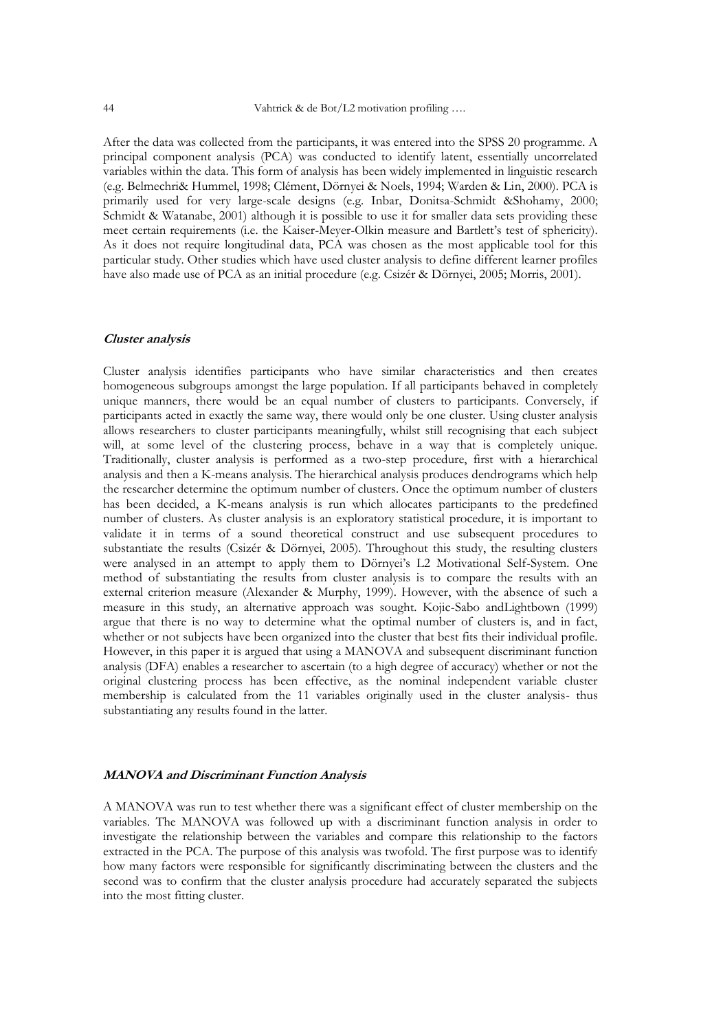After the data was collected from the participants, it was entered into the SPSS 20 programme. A principal component analysis (PCA) was conducted to identify latent, essentially uncorrelated variables within the data. This form of analysis has been widely implemented in linguistic research (e.g. Belmechri& Hummel, 1998; Clément, Dörnyei & Noels, 1994; Warden & Lin, 2000). PCA is primarily used for very large-scale designs (e.g. Inbar, Donitsa-Schmidt &Shohamy, 2000; Schmidt & Watanabe, 2001) although it is possible to use it for smaller data sets providing these meet certain requirements (i.e. the Kaiser-Meyer-Olkin measure and Bartlett's test of sphericity). As it does not require longitudinal data, PCA was chosen as the most applicable tool for this particular study. Other studies which have used cluster analysis to define different learner profiles have also made use of PCA as an initial procedure (e.g. Csizér & Dörnyei, 2005; Morris, 2001).

### *Cluster analysis*

Cluster analysis identifies participants who have similar characteristics and then creates homogeneous subgroups amongst the large population. If all participants behaved in completely unique manners, there would be an equal number of clusters to participants. Conversely, if participants acted in exactly the same way, there would only be one cluster. Using cluster analysis allows researchers to cluster participants meaningfully, whilst still recognising that each subject will, at some level of the clustering process, behave in a way that is completely unique. Traditionally, cluster analysis is performed as a two-step procedure, first with a hierarchical analysis and then a K-means analysis. The hierarchical analysis produces dendrograms which help the researcher determine the optimum number of clusters. Once the optimum number of clusters has been decided, a K-means analysis is run which allocates participants to the predefined number of clusters. As cluster analysis is an exploratory statistical procedure, it is important to validate it in terms of a sound theoretical construct and use subsequent procedures to substantiate the results (Csizér & Dörnyei, 2005). Throughout this study, the resulting clusters were analysed in an attempt to apply them to Dörnyei's L2 Motivational Self-System. One method of substantiating the results from cluster analysis is to compare the results with an external criterion measure (Alexander & Murphy, 1999). However, with the absence of such a measure in this study, an alternative approach was sought. Kojic-Sabo andLightbown (1999) argue that there is no way to determine what the optimal number of clusters is, and in fact, whether or not subjects have been organized into the cluster that best fits their individual profile. However, in this paper it is argued that using a MANOVA and subsequent discriminant function analysis (DFA) enables a researcher to ascertain (to a high degree of accuracy) whether or not the original clustering process has been effective, as the nominal independent variable cluster membership is calculated from the 11 variables originally used in the cluster analysis- thus substantiating any results found in the latter.

### ***MANOVA and Discriminant Function Analysis***

A MANOVA was run to test whether there was a significant effect of cluster membership on the variables. The MANOVA was followed up with a discriminant function analysis in order to investigate the relationship between the variables and compare this relationship to the factors extracted in the PCA. The purpose of this analysis was twofold. The first purpose was to identify how many factors were responsible for significantly discriminating between the clusters and the second was to confirm that the cluster analysis procedure had accurately separated the subjects into the most fitting cluster.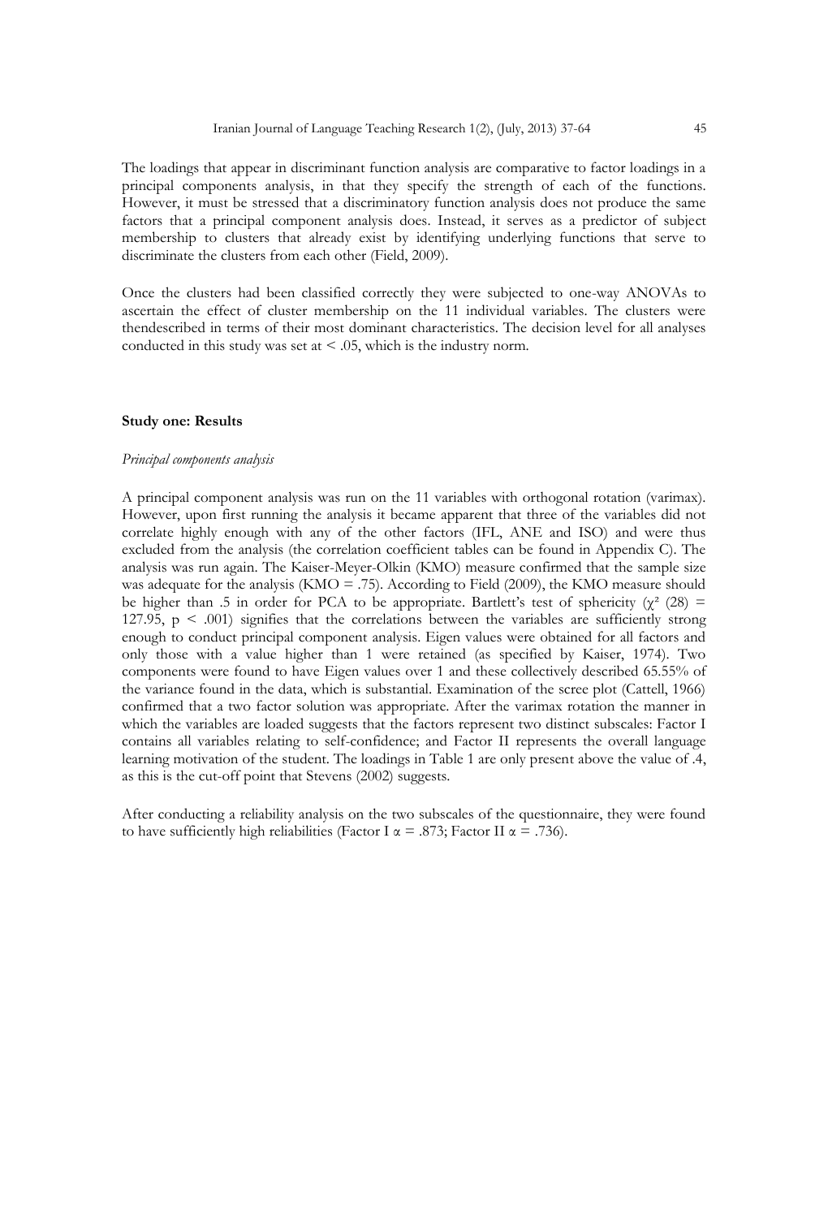The loadings that appear in discriminant function analysis are comparative to factor loadings in a principal components analysis, in that they specify the strength of each of the functions. However, it must be stressed that a discriminatory function analysis does not produce the same factors that a principal component analysis does. Instead, it serves as a predictor of subject membership to clusters that already exist by identifying underlying functions that serve to discriminate the clusters from each other (Field, 2009).

Once the clusters had been classified correctly they were subjected to one-way ANOVAs to ascertain the effect of cluster membership on the 11 individual variables. The clusters were thendescribed in terms of their most dominant characteristics. The decision level for all analyses conducted in this study was set at $< .05$, which is the industry norm.

## Study one: Results

*Principal components analysis*

A principal component analysis was run on the 11 variables with orthogonal rotation (varimax). However, upon first running the analysis it became apparent that three of the variables did not correlate highly enough with any of the other factors (IFL, ANE and ISO) and were thus excluded from the analysis (the correlation coefficient tables can be found in Appendix C). The analysis was run again. The Kaiser-Meyer-Olkin (KMO) measure confirmed that the sample size was adequate for the analysis (KMO = .75). According to Field (2009), the KMO measure should be higher than .5 in order for PCA to be appropriate. Bartlett's test of sphericity ($\chi^2$ (28) = 127.95, $p < .001$) signifies that the correlations between the variables are sufficiently strong enough to conduct principal component analysis. Eigen values were obtained for all factors and only those with a value higher than 1 were retained (as specified by Kaiser, 1974). Two components were found to have Eigen values over 1 and these collectively described 65.55% of the variance found in the data, which is substantial. Examination of the scree plot (Cattell, 1966) confirmed that a two factor solution was appropriate. After the varimax rotation the manner in which the variables are loaded suggests that the factors represent two distinct subscales: Factor I contains all variables relating to self-confidence; and Factor II represents the overall language learning motivation of the student. The loadings in Table 1 are only present above the value of .4, as this is the cut-off point that Stevens (2002) suggests.

After conducting a reliability analysis on the two subscales of the questionnaire, they were found to have sufficiently high reliabilities (Factor I $\alpha = .873$; Factor II $\alpha = .736$).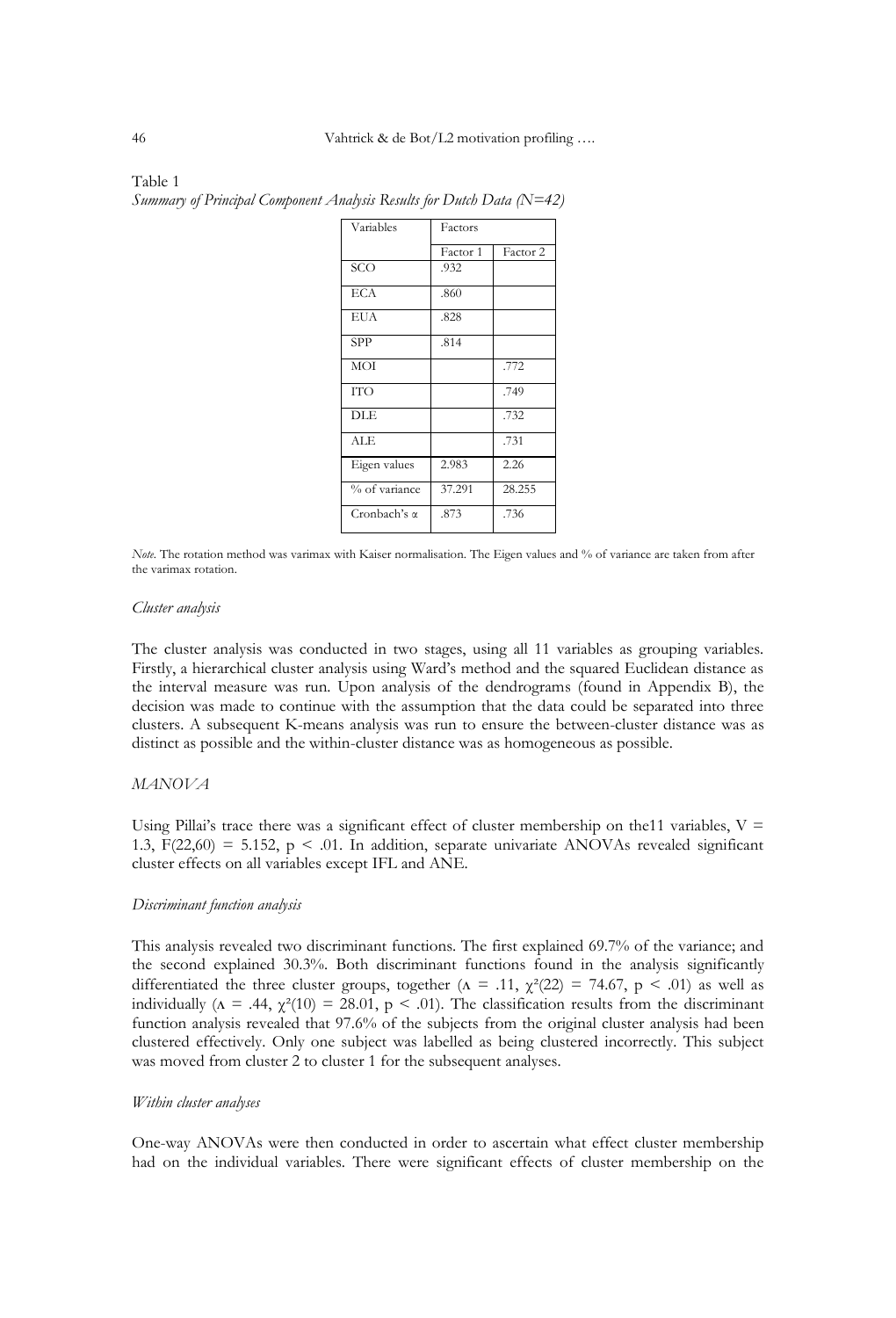Table 1
*Summary of Principal Component Analysis Results for Dutch Data (N=42)*

| Variables | Factors | |
|---|---|---|
| | Factor 1 | Factor 2 |
| SCO | .932 | |
| ECA | .860 | |
| EUA | .828 | |
| SPP | .814 | |
| MOI | | .772 |
| ITO | | .749 |
| DLE | | .732 |
| ALE | | .731 |
| Eigen values | 2.983 | 2.26 |
| % of variance | 37.291 | 28.255 |
| Cronbach's α | .873 | .736 |

*Note*. The rotation method was varimax with Kaiser normalisation. The Eigen values and % of variance are taken from after the varimax rotation.

*Cluster analysis*

The cluster analysis was conducted in two stages, using all 11 variables as grouping variables. Firstly, a hierarchical cluster analysis using Ward's method and the squared Euclidean distance as the interval measure was run. Upon analysis of the dendrograms (found in Appendix B), the decision was made to continue with the assumption that the data could be separated into three clusters. A subsequent K-means analysis was run to ensure the between-cluster distance was as distinct as possible and the within-cluster distance was as homogeneous as possible.

*MANOVA*

Using Pillai's trace there was a significant effect of cluster membership on the11 variables, $V = 1.3$, $F(22,60) = 5.152$, $p < .01$. In addition, separate univariate ANOVAs revealed significant cluster effects on all variables except IFL and ANE.

*Discriminant function analysis*

This analysis revealed two discriminant functions. The first explained 69.7% of the variance; and the second explained 30.3%. Both discriminant functions found in the analysis significantly differentiated the three cluster groups, together ($\Lambda = .11$, $\chi^2(22) = 74.67$, $p < .01$) as well as individually ($\Lambda = .44$, $\chi^2(10) = 28.01$, $p < .01$). The classification results from the discriminant function analysis revealed that 97.6% of the subjects from the original cluster analysis had been clustered effectively. Only one subject was labelled as being clustered incorrectly. This subject was moved from cluster 2 to cluster 1 for the subsequent analyses.

*Within cluster analyses*

One-way ANOVAs were then conducted in order to ascertain what effect cluster membership had on the individual variables. There were significant effects of cluster membership on the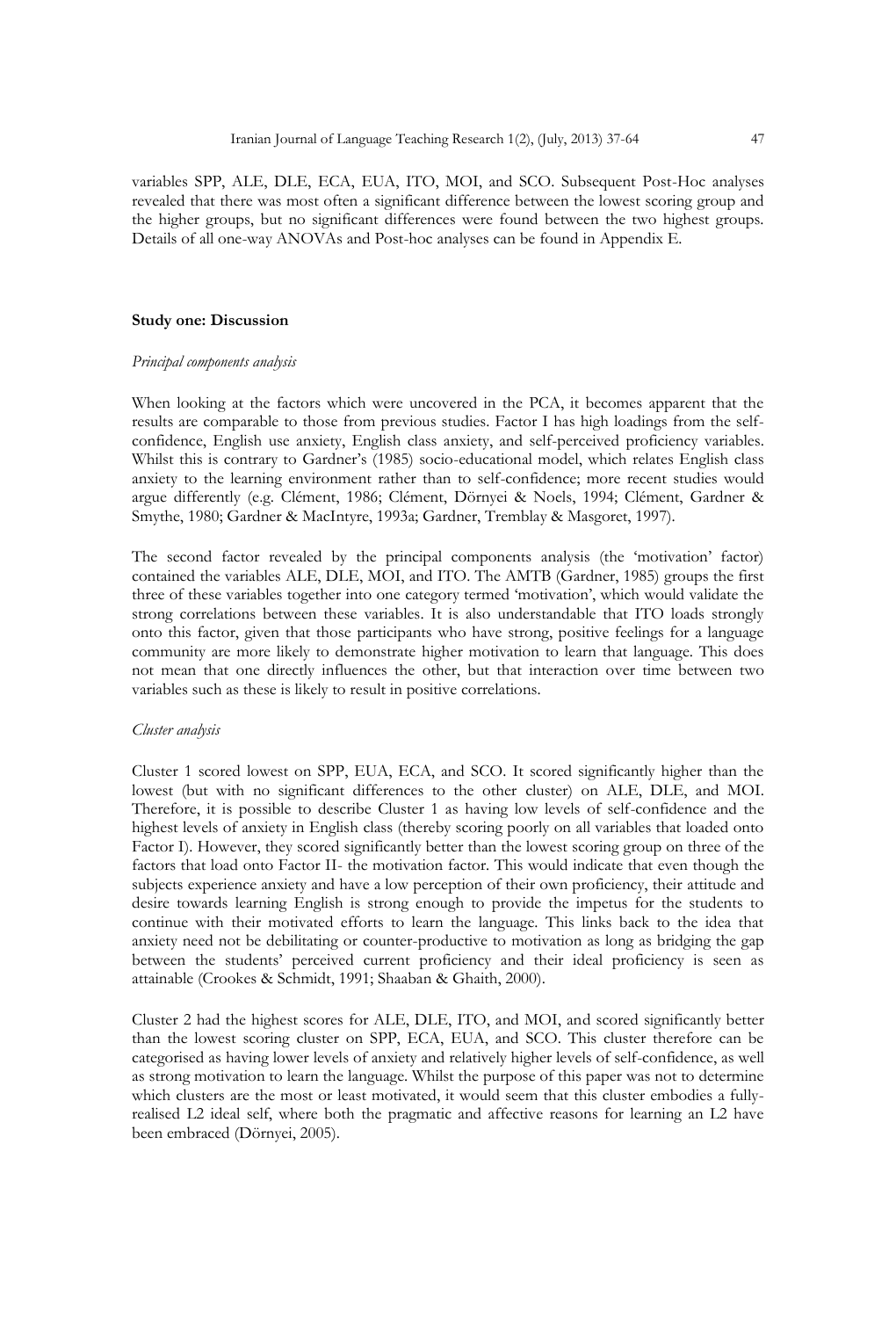variables SPP, ALE, DLE, ECA, EUA, ITO, MOI, and SCO. Subsequent Post-Hoc analyses revealed that there was most often a significant difference between the lowest scoring group and the higher groups, but no significant differences were found between the two highest groups. Details of all one-way ANOVAs and Post-hoc analyses can be found in Appendix E.

## Study one: Discussion

### *Principal components analysis*

When looking at the factors which were uncovered in the PCA, it becomes apparent that the results are comparable to those from previous studies. Factor I has high loadings from the self-confidence, English use anxiety, English class anxiety, and self-perceived proficiency variables. Whilst this is contrary to Gardner's (1985) socio-educational model, which relates English class anxiety to the learning environment rather than to self-confidence; more recent studies would argue differently (e.g. Clément, 1986; Clément, Dörnyei & Noels, 1994; Clément, Gardner & Smythe, 1980; Gardner & MacIntyre, 1993a; Gardner, Tremblay & Masgoret, 1997).

The second factor revealed by the principal components analysis (the 'motivation' factor) contained the variables ALE, DLE, MOI, and ITO. The AMTB (Gardner, 1985) groups the first three of these variables together into one category termed 'motivation', which would validate the strong correlations between these variables. It is also understandable that ITO loads strongly onto this factor, given that those participants who have strong, positive feelings for a language community are more likely to demonstrate higher motivation to learn that language. This does not mean that one directly influences the other, but that interaction over time between two variables such as these is likely to result in positive correlations.

### *Cluster analysis*

Cluster 1 scored lowest on SPP, EUA, ECA, and SCO. It scored significantly higher than the lowest (but with no significant differences to the other cluster) on ALE, DLE, and MOI. Therefore, it is possible to describe Cluster 1 as having low levels of self-confidence and the highest levels of anxiety in English class (thereby scoring poorly on all variables that loaded onto Factor I). However, they scored significantly better than the lowest scoring group on three of the factors that load onto Factor II- the motivation factor. This would indicate that even though the subjects experience anxiety and have a low perception of their own proficiency, their attitude and desire towards learning English is strong enough to provide the impetus for the students to continue with their motivated efforts to learn the language. This links back to the idea that anxiety need not be debilitating or counter-productive to motivation as long as bridging the gap between the students' perceived current proficiency and their ideal proficiency is seen as attainable (Crookes & Schmidt, 1991; Shaaban & Ghaith, 2000).

Cluster 2 had the highest scores for ALE, DLE, ITO, and MOI, and scored significantly better than the lowest scoring cluster on SPP, ECA, EUA, and SCO. This cluster therefore can be categorised as having lower levels of anxiety and relatively higher levels of self-confidence, as well as strong motivation to learn the language. Whilst the purpose of this paper was not to determine which clusters are the most or least motivated, it would seem that this cluster embodies a fully-realised L2 ideal self, where both the pragmatic and affective reasons for learning an L2 have been embraced (Dörnyei, 2005).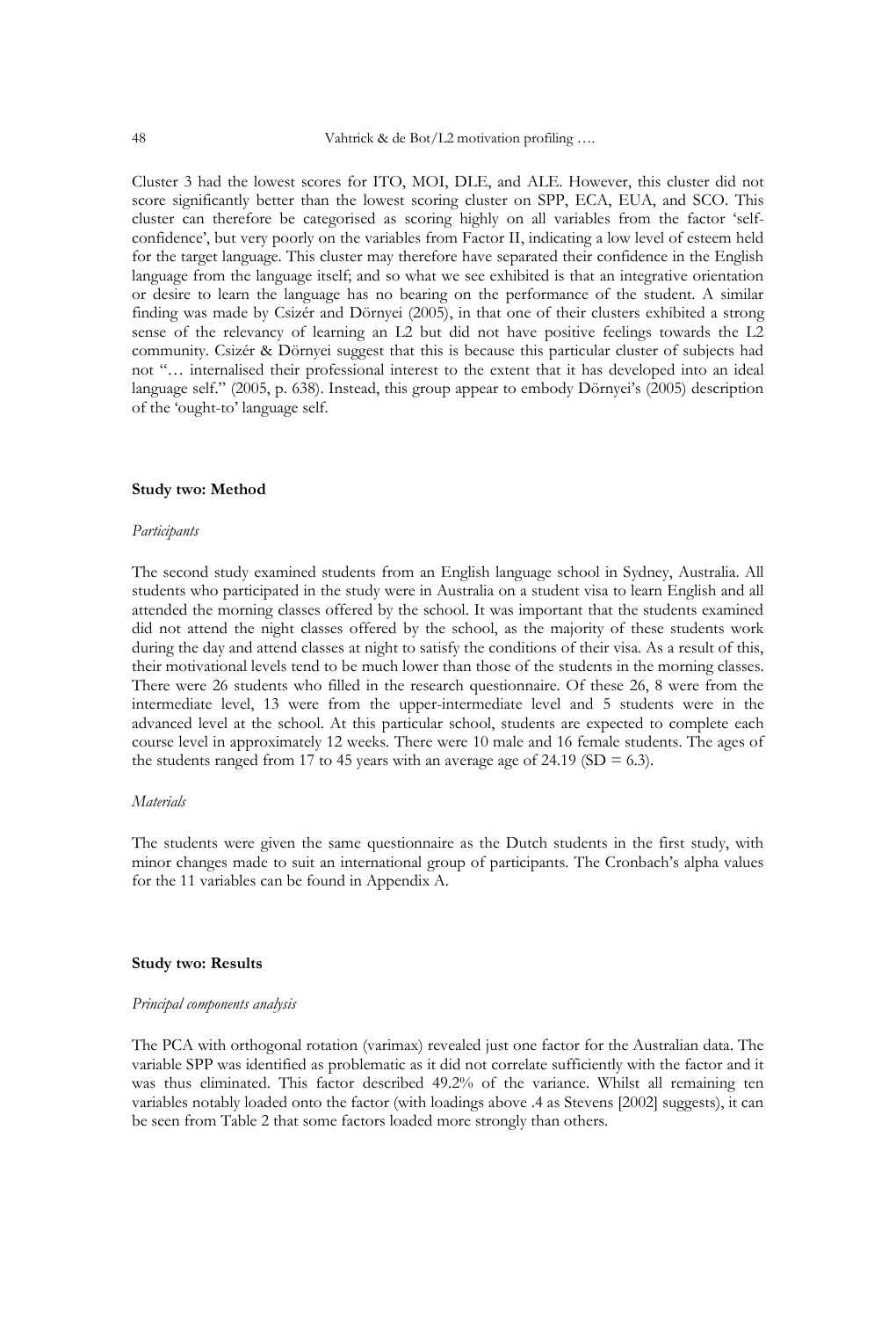Cluster 3 had the lowest scores for ITO, MOI, DLE, and ALE. However, this cluster did not score significantly better than the lowest scoring cluster on SPP, ECA, EUA, and SCO. This cluster can therefore be categorised as scoring highly on all variables from the factor 'self-confidence', but very poorly on the variables from Factor II, indicating a low level of esteem held for the target language. This cluster may therefore have separated their confidence in the English language from the language itself; and so what we see exhibited is that an integrative orientation or desire to learn the language has no bearing on the performance of the student. A similar finding was made by Csizér and Dörnyei (2005), in that one of their clusters exhibited a strong sense of the relevancy of learning an L2 but did not have positive feelings towards the L2 community. Csizér & Dörnyei suggest that this is because this particular cluster of subjects had not "… internalised their professional interest to the extent that it has developed into an ideal language self." (2005, p. 638). Instead, this group appear to embody Dörnyei's (2005) description of the 'ought-to' language self.

**Study two: Method**

*Participants*

The second study examined students from an English language school in Sydney, Australia. All students who participated in the study were in Australia on a student visa to learn English and all attended the morning classes offered by the school. It was important that the students examined did not attend the night classes offered by the school, as the majority of these students work during the day and attend classes at night to satisfy the conditions of their visa. As a result of this, their motivational levels tend to be much lower than those of the students in the morning classes. There were 26 students who filled in the research questionnaire. Of these 26, 8 were from the intermediate level, 13 were from the upper-intermediate level and 5 students were in the advanced level at the school. At this particular school, students are expected to complete each course level in approximately 12 weeks. There were 10 male and 16 female students. The ages of the students ranged from 17 to 45 years with an average age of 24.19 (SD = 6.3).

*Materials*

The students were given the same questionnaire as the Dutch students in the first study, with minor changes made to suit an international group of participants. The Cronbach's alpha values for the 11 variables can be found in Appendix A.

**Study two: Results**

*Principal components analysis*

The PCA with orthogonal rotation (varimax) revealed just one factor for the Australian data. The variable SPP was identified as problematic as it did not correlate sufficiently with the factor and it was thus eliminated. This factor described 49.2% of the variance. Whilst all remaining ten variables notably loaded onto the factor (with loadings above .4 as Stevens [2002] suggests), it can be seen from Table 2 that some factors loaded more strongly than others.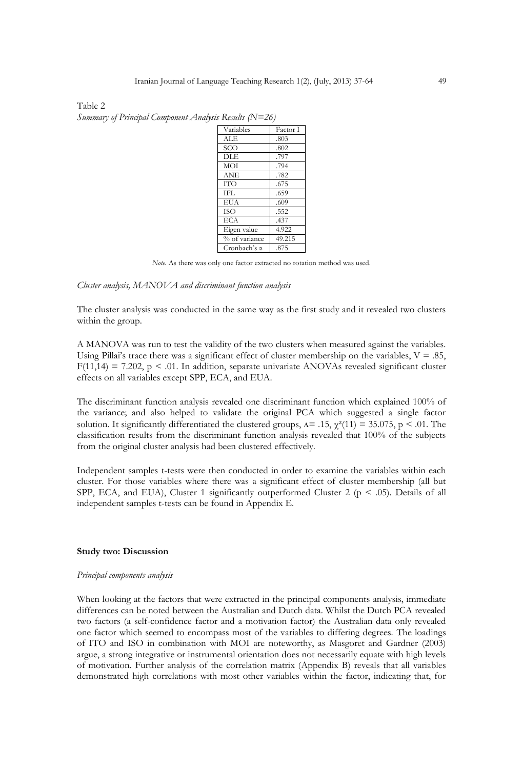Table 2

*Summary of Principal Component Analysis Results (N=26)*

| Variables | Factor I |
|---|---|
| ALE | .803 |
| SCO | .802 |
| DLE | .797 |
| MOI | .794 |
| ANE | .782 |
| ITO | .675 |
| IFL | .659 |
| EUA | .609 |
| ISO | .552 |
| ECA | .437 |
| Eigen value | 4.922 |
| % of variance | 49.215 |
| Cronbach's α | .875 |

*Note.* As there was only one factor extracted no rotation method was used.

*Cluster analysis, MANOVA and discriminant function analysis*

The cluster analysis was conducted in the same way as the first study and it revealed two clusters within the group.

A MANOVA was run to test the validity of the two clusters when measured against the variables. Using Pillai's trace there was a significant effect of cluster membership on the variables, $V = .85$, $F(11,14) = 7.202$, $p < .01$. In addition, separate univariate ANOVAs revealed significant cluster effects on all variables except SPP, ECA, and EUA.

The discriminant function analysis revealed one discriminant function which explained 100% of the variance; and also helped to validate the original PCA which suggested a single factor solution. It significantly differentiated the clustered groups, $\Lambda = .15$, $\chi^2(11) = 35.075$, $p < .01$. The classification results from the discriminant function analysis revealed that 100% of the subjects from the original cluster analysis had been clustered effectively.

Independent samples t-tests were then conducted in order to examine the variables within each cluster. For those variables where there was a significant effect of cluster membership (all but SPP, ECA, and EUA), Cluster 1 significantly outperformed Cluster 2 ($p < .05$). Details of all independent samples t-tests can be found in Appendix E.

**Study two: Discussion**

*Principal components analysis*

When looking at the factors that were extracted in the principal components analysis, immediate differences can be noted between the Australian and Dutch data. Whilst the Dutch PCA revealed two factors (a self-confidence factor and a motivation factor) the Australian data only revealed one factor which seemed to encompass most of the variables to differing degrees. The loadings of ITO and ISO in combination with MOI are noteworthy, as Masgoret and Gardner (2003) argue, a strong integrative or instrumental orientation does not necessarily equate with high levels of motivation. Further analysis of the correlation matrix (Appendix B) reveals that all variables demonstrated high correlations with most other variables within the factor, indicating that, for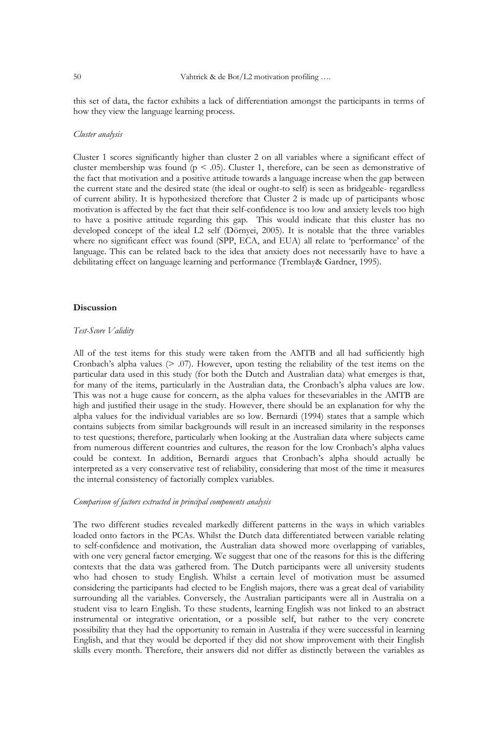this set of data, the factor exhibits a lack of differentiation amongst the participants in terms of how they view the language learning process.

*Cluster analysis*

Cluster 1 scores significantly higher than cluster 2 on all variables where a significant effect of cluster membership was found ($p < .05$). Cluster 1, therefore, can be seen as demonstrative of the fact that motivation and a positive attitude towards a language increase when the gap between the current state and the desired state (the ideal or ought-to self) is seen as bridgeable- regardless of current ability. It is hypothesized therefore that Cluster 2 is made up of participants whose motivation is affected by the fact that their self-confidence is too low and anxiety levels too high to have a positive attitude regarding this gap. This would indicate that this cluster has no developed concept of the ideal L2 self (Dörnyei, 2005). It is notable that the three variables where no significant effect was found (SPP, ECA, and EUA) all relate to 'performance' of the language. This can be related back to the idea that anxiety does not necessarily have to have a debilitating effect on language learning and performance (Tremblay& Gardner, 1995).

## Discussion

*Test-Score Validity*

All of the test items for this study were taken from the AMTB and all had sufficiently high Cronbach's alpha values (> .07). However, upon testing the reliability of the test items on the particular data used in this study (for both the Dutch and Australian data) what emerges is that, for many of the items, particularly in the Australian data, the Cronbach's alpha values are low. This was not a huge cause for concern, as the alpha values for thesevariables in the AMTB are high and justified their usage in the study. However, there should be an explanation for why the alpha values for the individual variables are so low. Bernardi (1994) states that a sample which contains subjects from similar backgrounds will result in an increased similarity in the responses to test questions; therefore, particularly when looking at the Australian data where subjects came from numerous different countries and cultures, the reason for the low Cronbach's alpha values could be context. In addition, Bernardi argues that Cronbach's alpha should actually be interpreted as a very conservative test of reliability, considering that most of the time it measures the internal consistency of factorially complex variables.

*Comparison of factors extracted in principal components analysis*

The two different studies revealed markedly different patterns in the ways in which variables loaded onto factors in the PCAs. Whilst the Dutch data differentiated between variable relating to self-confidence and motivation, the Australian data showed more overlapping of variables, with one very general factor emerging. We suggest that one of the reasons for this is the differing contexts that the data was gathered from. The Dutch participants were all university students who had chosen to study English. Whilst a certain level of motivation must be assumed considering the participants had elected to be English majors, there was a great deal of variability surrounding all the variables. Conversely, the Australian participants were all in Australia on a student visa to learn English. To these students, learning English was not linked to an abstract instrumental or integrative orientation, or a possible self, but rather to the very concrete possibility that they had the opportunity to remain in Australia if they were successful in learning English, and that they would be deported if they did not show improvement with their English skills every month. Therefore, their answers did not differ as distinctly between the variables as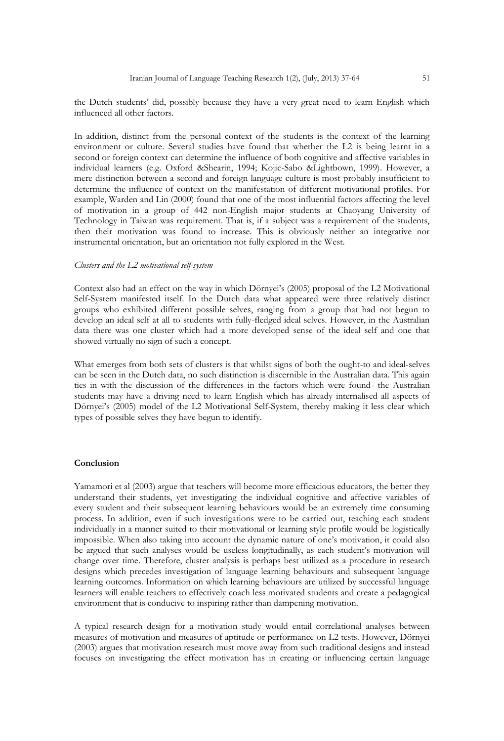the Dutch students' did, possibly because they have a very great need to learn English which influenced all other factors.

In addition, distinct from the personal context of the students is the context of the learning environment or culture. Several studies have found that whether the L2 is being learnt in a second or foreign context can determine the influence of both cognitive and affective variables in individual learners (e.g. Oxford &Shearin, 1994; Kojic-Sabo &Lightbown, 1999). However, a mere distinction between a second and foreign language culture is most probably insufficient to determine the influence of context on the manifestation of different motivational profiles. For example, Warden and Lin (2000) found that one of the most influential factors affecting the level of motivation in a group of 442 non-English major students at Chaoyang University of Technology in Taiwan was requirement. That is, if a subject was a requirement of the students, then their motivation was found to increase. This is obviously neither an integrative nor instrumental orientation, but an orientation not fully explored in the West.

*Clusters and the L2 motivational self-system*

Context also had an effect on the way in which Dörnyei's (2005) proposal of the L2 Motivational Self-System manifested itself. In the Dutch data what appeared were three relatively distinct groups who exhibited different possible selves, ranging from a group that had not begun to develop an ideal self at all to students with fully-fledged ideal selves. However, in the Australian data there was one cluster which had a more developed sense of the ideal self and one that showed virtually no sign of such a concept.

What emerges from both sets of clusters is that whilst signs of both the ought-to and ideal-selves can be seen in the Dutch data, no such distinction is discernible in the Australian data. This again ties in with the discussion of the differences in the factors which were found- the Australian students may have a driving need to learn English which has already internalised all aspects of Dörnyei's (2005) model of the L2 Motivational Self-System, thereby making it less clear which types of possible selves they have begun to identify.

## Conclusion

Yamamori et al (2003) argue that teachers will become more efficacious educators, the better they understand their students, yet investigating the individual cognitive and affective variables of every student and their subsequent learning behaviours would be an extremely time consuming process. In addition, even if such investigations were to be carried out, teaching each student individually in a manner suited to their motivational or learning style profile would be logistically impossible. When also taking into account the dynamic nature of one's motivation, it could also be argued that such analyses would be useless longitudinally, as each student's motivation will change over time. Therefore, cluster analysis is perhaps best utilized as a procedure in research designs which precedes investigation of language learning behaviours and subsequent language learning outcomes. Information on which learning behaviours are utilized by successful language learners will enable teachers to effectively coach less motivated students and create a pedagogical environment that is conducive to inspiring rather than dampening motivation.

A typical research design for a motivation study would entail correlational analyses between measures of motivation and measures of aptitude or performance on L2 tests. However, Dörnyei (2003) argues that motivation research must move away from such traditional designs and instead focuses on investigating the effect motivation has in creating or influencing certain language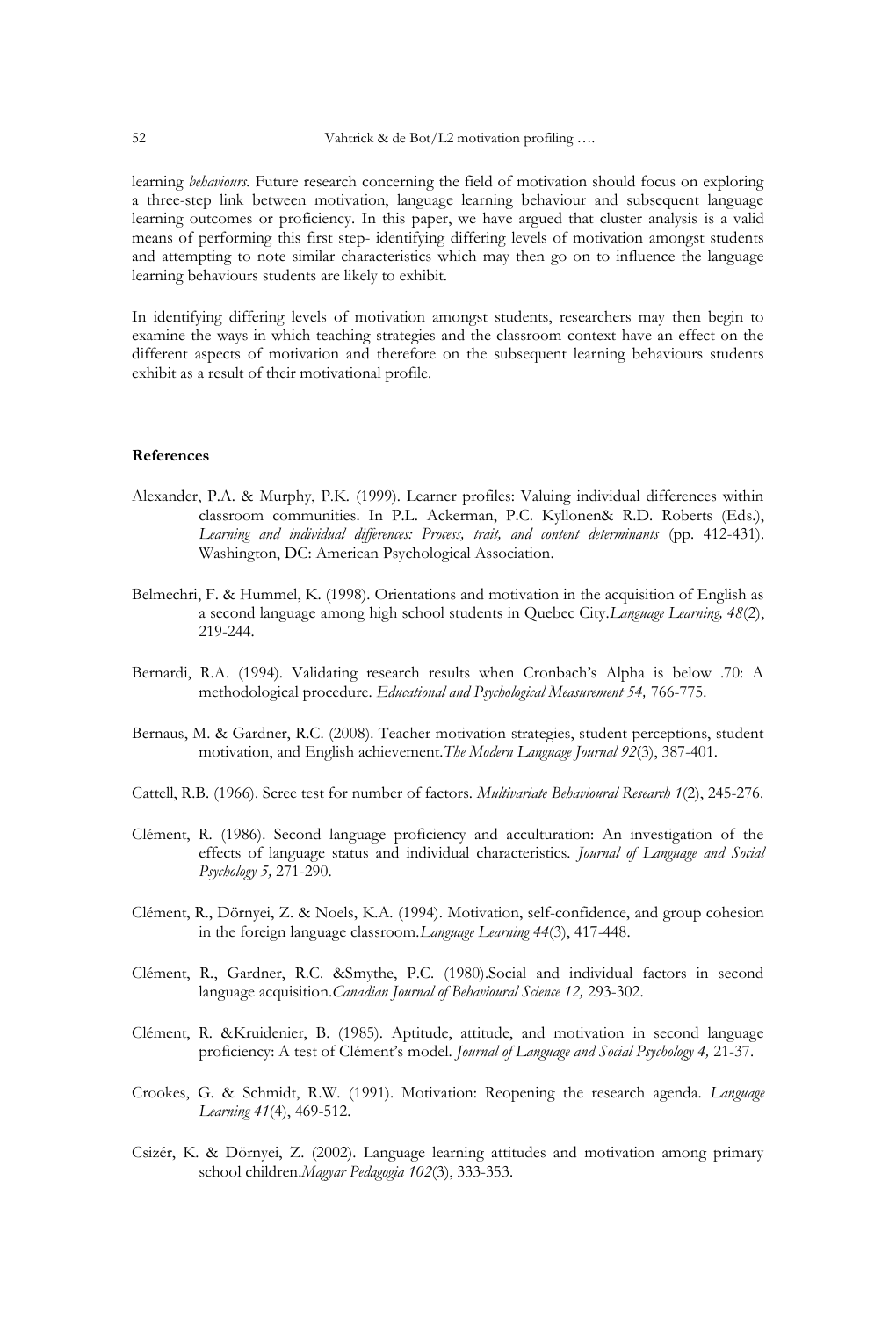learning *behaviours*. Future research concerning the field of motivation should focus on exploring a three-step link between motivation, language learning behaviour and subsequent language learning outcomes or proficiency. In this paper, we have argued that cluster analysis is a valid means of performing this first step- identifying differing levels of motivation amongst students and attempting to note similar characteristics which may then go on to influence the language learning behaviours students are likely to exhibit.

In identifying differing levels of motivation amongst students, researchers may then begin to examine the ways in which teaching strategies and the classroom context have an effect on the different aspects of motivation and therefore on the subsequent learning behaviours students exhibit as a result of their motivational profile.

## References

Alexander, P.A. & Murphy, P.K. (1999). Learner profiles: Valuing individual differences within classroom communities. In P.L. Ackerman, P.C. Kyllonen& R.D. Roberts (Eds.), *Learning and individual differences: Process, trait, and content determinants* (pp. 412-431). Washington, DC: American Psychological Association.

Belmechri, F. & Hummel, K. (1998). Orientations and motivation in the acquisition of English as a second language among high school students in Quebec City.*Language Learning, 48*(2), 219-244.

Bernardi, R.A. (1994). Validating research results when Cronbach's Alpha is below .70: A methodological procedure. *Educational and Psychological Measurement 54,* 766-775.

Bernaus, M. & Gardner, R.C. (2008). Teacher motivation strategies, student perceptions, student motivation, and English achievement.*The Modern Language Journal 92*(3), 387-401.

Cattell, R.B. (1966). Scree test for number of factors. *Multivariate Behavioural Research 1*(2), 245-276.

Clément, R. (1986). Second language proficiency and acculturation: An investigation of the effects of language status and individual characteristics. *Journal of Language and Social Psychology 5,* 271-290.

Clément, R., Dörnyei, Z. & Noels, K.A. (1994). Motivation, self-confidence, and group cohesion in the foreign language classroom.*Language Learning 44*(3), 417-448.

Clément, R., Gardner, R.C. &Smythe, P.C. (1980).Social and individual factors in second language acquisition.*Canadian Journal of Behavioural Science 12,* 293-302.

Clément, R. &Kruidenier, B. (1985). Aptitude, attitude, and motivation in second language proficiency: A test of Clément's model. *Journal of Language and Social Psychology 4,* 21-37.

Crookes, G. & Schmidt, R.W. (1991). Motivation: Reopening the research agenda. *Language Learning 41*(4), 469-512.

Csizér, K. & Dörnyei, Z. (2002). Language learning attitudes and motivation among primary school children.*Magyar Pedagogia 102*(3), 333-353.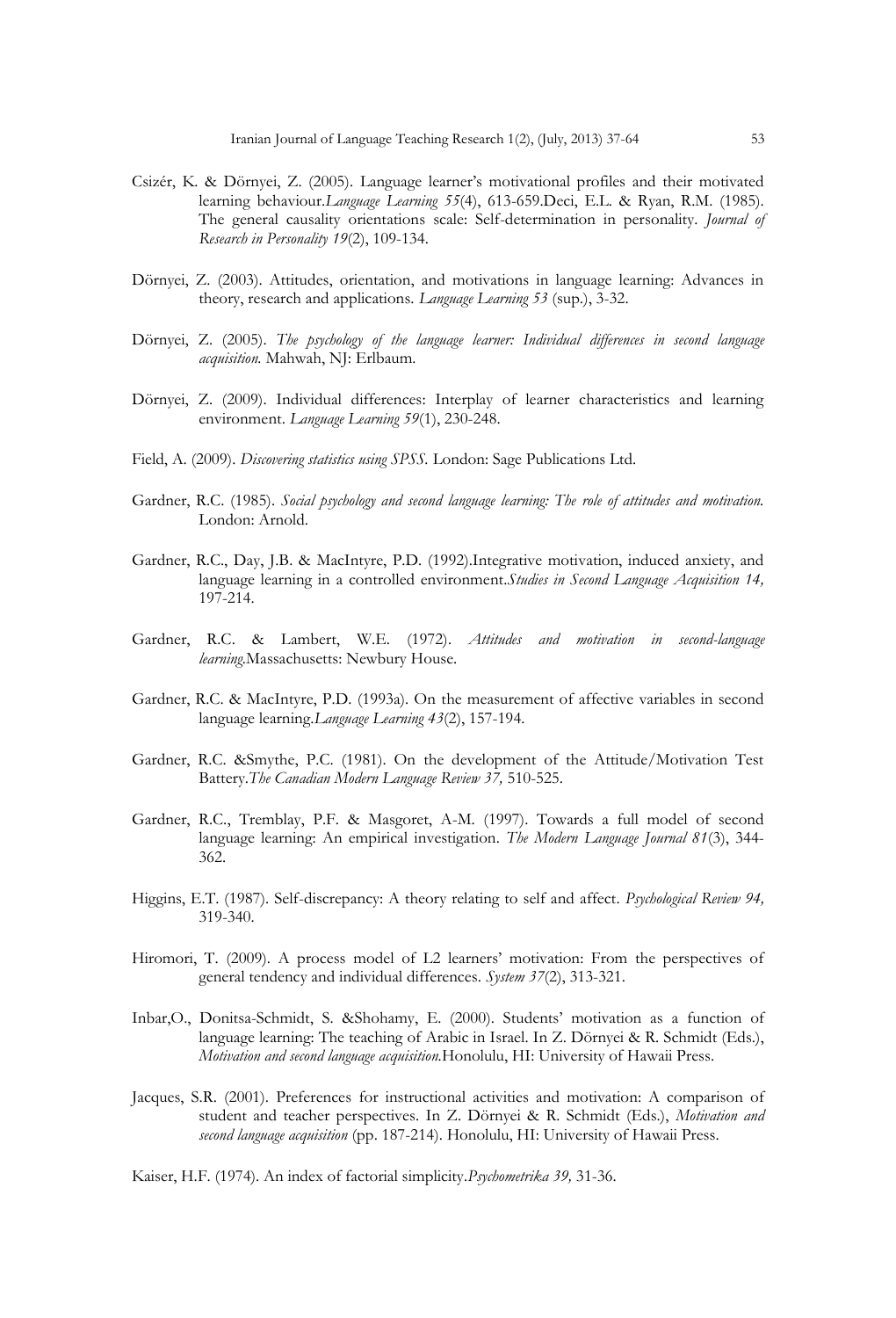Csizér, K. & Dörnyei, Z. (2005). Language learner's motivational profiles and their motivated learning behaviour.*Language Learning 55*(4), 613-659.Deci, E.L. & Ryan, R.M. (1985). The general causality orientations scale: Self-determination in personality. *Journal of Research in Personality 19*(2), 109-134.

Dörnyei, Z. (2003). Attitudes, orientation, and motivations in language learning: Advances in theory, research and applications. *Language Learning 53* (sup.), 3-32.

Dörnyei, Z. (2005). *The psychology of the language learner: Individual differences in second language acquisition.* Mahwah, NJ: Erlbaum.

Dörnyei, Z. (2009). Individual differences: Interplay of learner characteristics and learning environment. *Language Learning 59*(1), 230-248.

Field, A. (2009). *Discovering statistics using SPSS*. London: Sage Publications Ltd.

Gardner, R.C. (1985). *Social psychology and second language learning: The role of attitudes and motivation.* London: Arnold.

Gardner, R.C., Day, J.B. & MacIntyre, P.D. (1992).Integrative motivation, induced anxiety, and language learning in a controlled environment.*Studies in Second Language Acquisition 14,* 197-214.

Gardner, R.C. & Lambert, W.E. (1972). *Attitudes and motivation in second-language learning.*Massachusetts: Newbury House.

Gardner, R.C. & MacIntyre, P.D. (1993a). On the measurement of affective variables in second language learning.*Language Learning 43*(2), 157-194.

Gardner, R.C. &Smythe, P.C. (1981). On the development of the Attitude/Motivation Test Battery.*The Canadian Modern Language Review 37,* 510-525.

Gardner, R.C., Tremblay, P.F. & Masgoret, A-M. (1997). Towards a full model of second language learning: An empirical investigation. *The Modern Language Journal 81*(3), 344-362.

Higgins, E.T. (1987). Self-discrepancy: A theory relating to self and affect. *Psychological Review 94,* 319-340.

Hiromori, T. (2009). A process model of L2 learners' motivation: From the perspectives of general tendency and individual differences. *System 37*(2), 313-321.

Inbar,O., Donitsa-Schmidt, S. &Shohamy, E. (2000). Students' motivation as a function of language learning: The teaching of Arabic in Israel. In Z. Dörnyei & R. Schmidt (Eds.), *Motivation and second language acquisition.*Honolulu, HI: University of Hawaii Press.

Jacques, S.R. (2001). Preferences for instructional activities and motivation: A comparison of student and teacher perspectives. In Z. Dörnyei & R. Schmidt (Eds.), *Motivation and second language acquisition* (pp. 187-214). Honolulu, HI: University of Hawaii Press.

Kaiser, H.F. (1974). An index of factorial simplicity.*Psychometrika 39,* 31-36.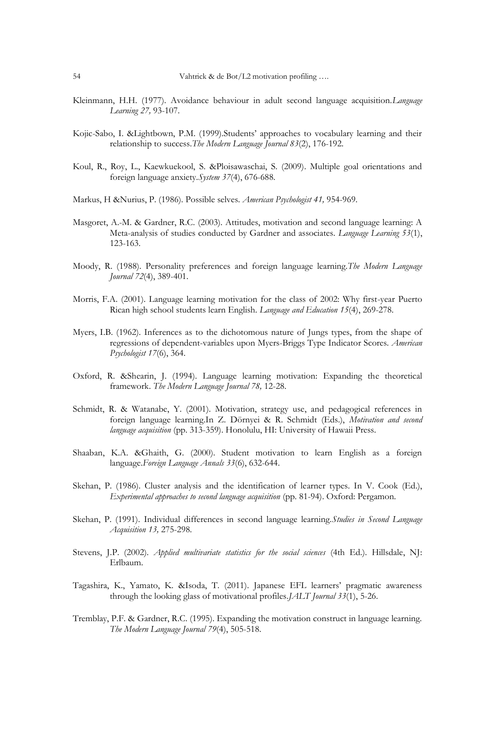Kleinmann, H.H. (1977). Avoidance behaviour in adult second language acquisition.*Language Learning 27,* 93-107.

Kojic-Sabo, I. &Lightbown, P.M. (1999).Students' approaches to vocabulary learning and their relationship to success.*The Modern Language Journal 83*(2), 176-192.

Koul, R., Roy, L., Kaewkuekool, S. &Ploisawaschai, S. (2009). Multiple goal orientations and foreign language anxiety.*System 37*(4), 676-688.

Markus, H &Nurius, P. (1986). Possible selves. *American Psychologist 41,* 954-969.

Masgoret, A.-M. & Gardner, R.C. (2003). Attitudes, motivation and second language learning: A Meta-analysis of studies conducted by Gardner and associates. *Language Learning 53*(1), 123-163.

Moody, R. (1988). Personality preferences and foreign language learning.*The Modern Language Journal 72*(4), 389-401.

Morris, F.A. (2001). Language learning motivation for the class of 2002: Why first-year Puerto Rican high school students learn English. *Language and Education 15*(4), 269-278.

Myers, I.B. (1962). Inferences as to the dichotomous nature of Jungs types, from the shape of regressions of dependent-variables upon Myers-Briggs Type Indicator Scores. *American Psychologist 17*(6), 364.

Oxford, R. &Shearin, J. (1994). Language learning motivation: Expanding the theoretical framework. *The Modern Language Journal 78,* 12-28.

Schmidt, R. & Watanabe, Y. (2001). Motivation, strategy use, and pedagogical references in foreign language learning.In Z. Dörnyei & R. Schmidt (Eds.), *Motivation and second language acquisition* (pp. 313-359). Honolulu, HI: University of Hawaii Press.

Shaaban, K.A. &Ghaith, G. (2000). Student motivation to learn English as a foreign language.*Foreign Language Annals 33*(6), 632-644.

Skehan, P. (1986). Cluster analysis and the identification of learner types. In V. Cook (Ed.), *Experimental approaches to second language acquisition* (pp. 81-94). Oxford: Pergamon.

Skehan, P. (1991). Individual differences in second language learning.*Studies in Second Language Acquisition 13,* 275-298.

Stevens, J.P. (2002). *Applied multivariate statistics for the social sciences* (4th Ed.). Hillsdale, NJ: Erlbaum.

Tagashira, K., Yamato, K. &Isoda, T. (2011). Japanese EFL learners' pragmatic awareness through the looking glass of motivational profiles.*JALT Journal 33*(1), 5-26.

Tremblay, P.F. & Gardner, R.C. (1995). Expanding the motivation construct in language learning. *The Modern Language Journal 79*(4), 505-518.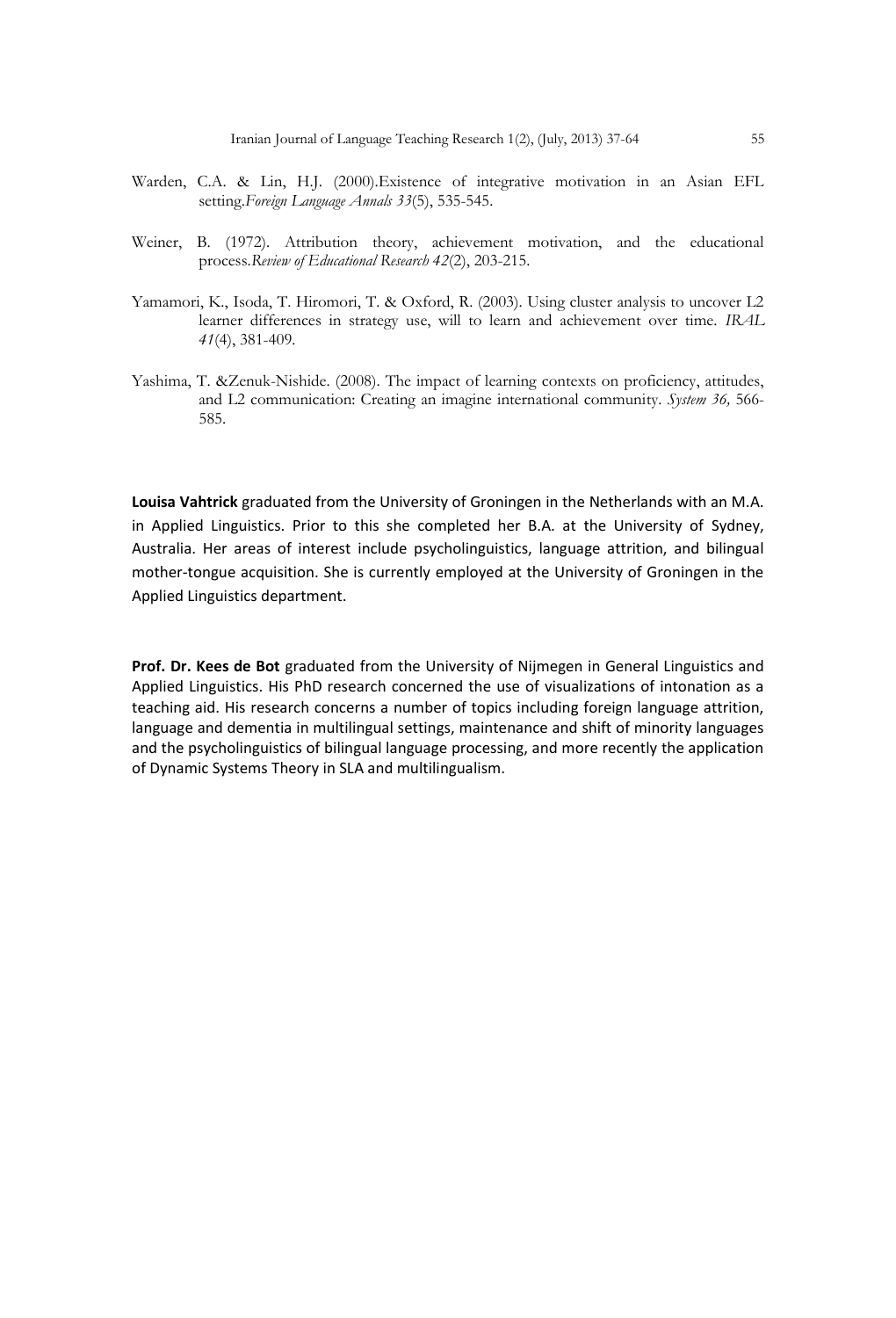Warden, C.A. & Lin, H.J. (2000).Existence of integrative motivation in an Asian EFL setting.*Foreign Language Annals 33*(5), 535-545.

Weiner, B. (1972). Attribution theory, achievement motivation, and the educational process.*Review of Educational Research 42*(2), 203-215.

Yamamori, K., Isoda, T. Hiromori, T. & Oxford, R. (2003). Using cluster analysis to uncover L2 learner differences in strategy use, will to learn and achievement over time. *IRAL 41*(4), 381-409.

Yashima, T. &Zenuk-Nishide. (2008). The impact of learning contexts on proficiency, attitudes, and L2 communication: Creating an imagine international community. *System 36,* 566-585.

**Louisa Vahtrick** graduated from the University of Groningen in the Netherlands with an M.A. in Applied Linguistics. Prior to this she completed her B.A. at the University of Sydney, Australia. Her areas of interest include psycholinguistics, language attrition, and bilingual mother-tongue acquisition. She is currently employed at the University of Groningen in the Applied Linguistics department.

**Prof. Dr. Kees de Bot** graduated from the University of Nijmegen in General Linguistics and Applied Linguistics. His PhD research concerned the use of visualizations of intonation as a teaching aid. His research concerns a number of topics including foreign language attrition, language and dementia in multilingual settings, maintenance and shift of minority languages and the psycholinguistics of bilingual language processing, and more recently the application of Dynamic Systems Theory in SLA and multilingualism.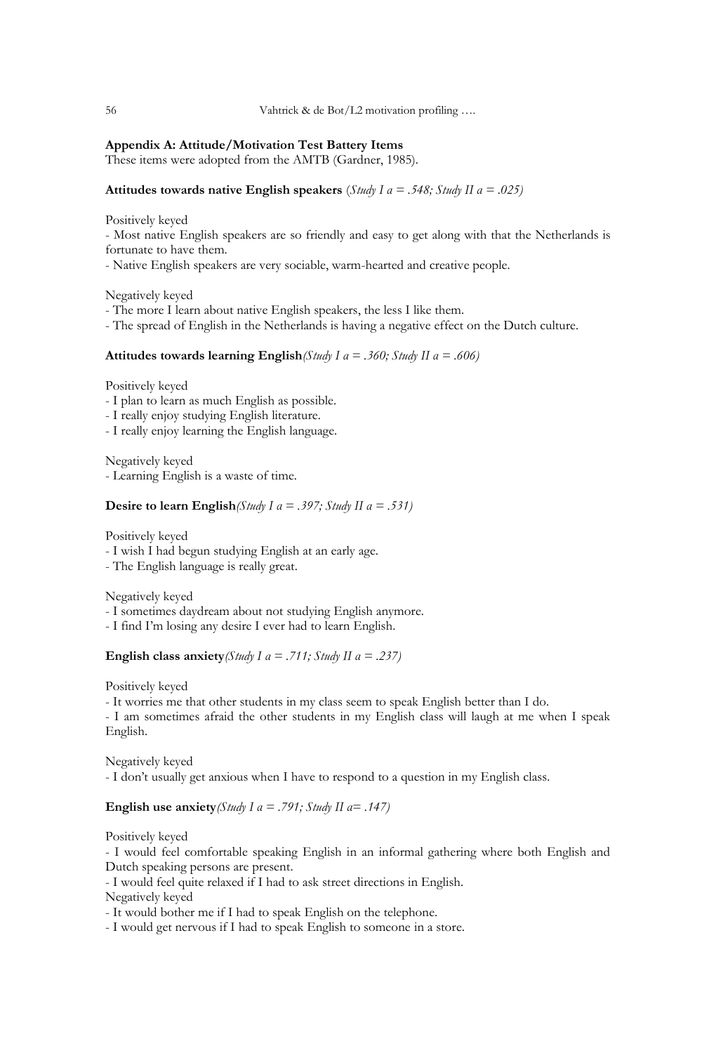## Appendix A: Attitude/Motivation Test Battery Items

These items were adopted from the AMTB (Gardner, 1985).

### Attitudes towards native English speakers (*Study I a = .548; Study II a = .025*)

Positively keyed

- Most native English speakers are so friendly and easy to get along with that the Netherlands is fortunate to have them.
- Native English speakers are very sociable, warm-hearted and creative people.

Negatively keyed

- The more I learn about native English speakers, the less I like them.
- The spread of English in the Netherlands is having a negative effect on the Dutch culture.

### Attitudes towards learning English *(Study I a = .360; Study II a = .606)*

Positively keyed

- I plan to learn as much English as possible.
- I really enjoy studying English literature.
- I really enjoy learning the English language.

Negatively keyed

- Learning English is a waste of time.

### Desire to learn English *(Study I a = .397; Study II a = .531)*

Positively keyed

- I wish I had begun studying English at an early age.
- The English language is really great.

Negatively keyed

- I sometimes daydream about not studying English anymore.
- I find I'm losing any desire I ever had to learn English.

### English class anxiety *(Study I a = .711; Study II a = .237)*

Positively keyed

- It worries me that other students in my class seem to speak English better than I do.
- I am sometimes afraid the other students in my English class will laugh at me when I speak English.

Negatively keyed

- I don't usually get anxious when I have to respond to a question in my English class.

### English use anxiety *(Study I a = .791; Study II a= .147)*

Positively keyed

- I would feel comfortable speaking English in an informal gathering where both English and Dutch speaking persons are present.
- I would feel quite relaxed if I had to ask street directions in English.

Negatively keyed

- It would bother me if I had to speak English on the telephone.
- I would get nervous if I had to speak English to someone in a store.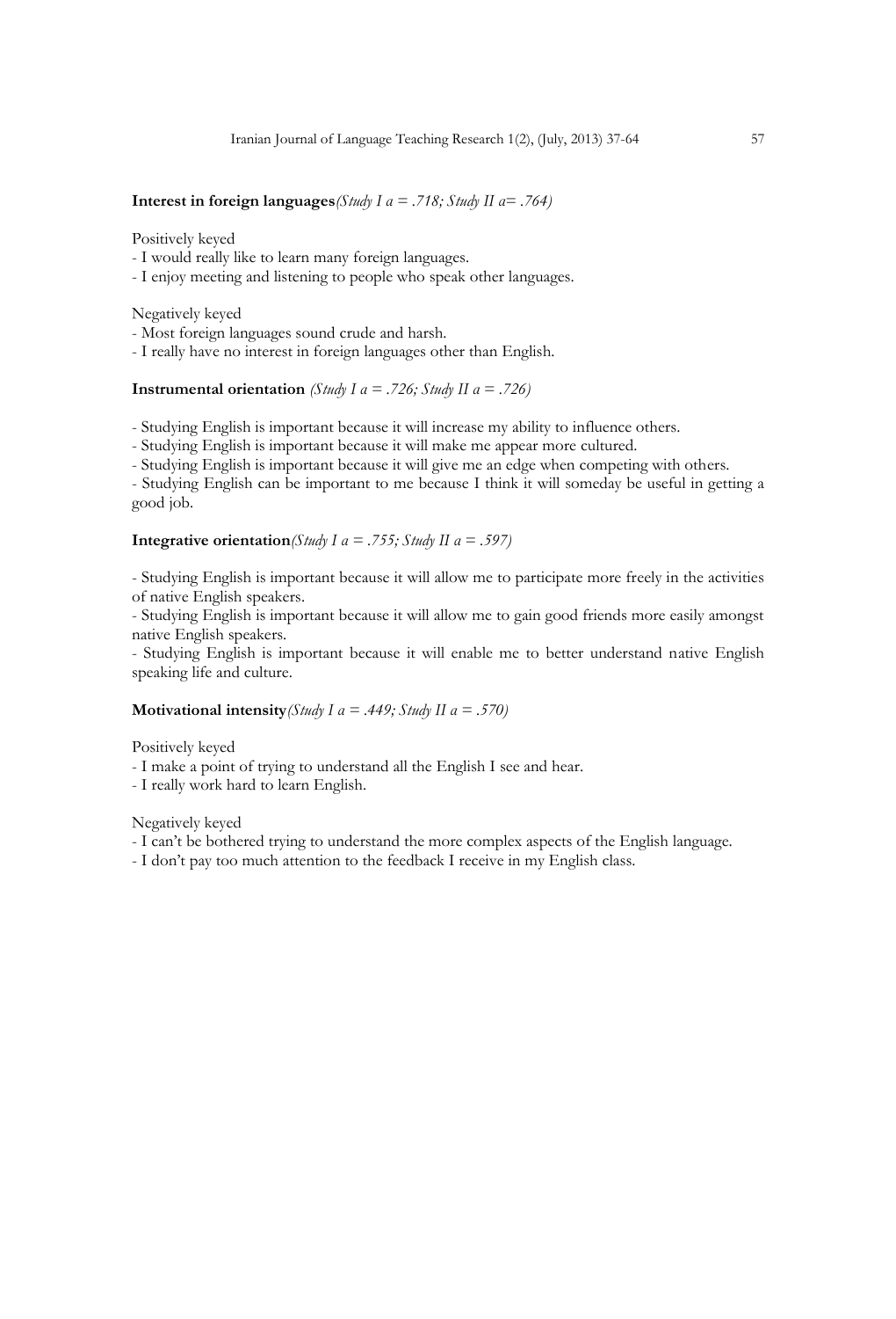**Interest in foreign languages***(Study I a = .718; Study II a= .764)*

Positively keyed

- I would really like to learn many foreign languages.
- I enjoy meeting and listening to people who speak other languages.

Negatively keyed

- Most foreign languages sound crude and harsh.
- I really have no interest in foreign languages other than English.

**Instrumental orientation** *(Study I a = .726; Study II a = .726)*

- Studying English is important because it will increase my ability to influence others.
- Studying English is important because it will make me appear more cultured.
- Studying English is important because it will give me an edge when competing with others.
- Studying English can be important to me because I think it will someday be useful in getting a good job.

**Integrative orientation***(Study I a = .755; Study II a = .597)*

- Studying English is important because it will allow me to participate more freely in the activities of native English speakers.
- Studying English is important because it will allow me to gain good friends more easily amongst native English speakers.
- Studying English is important because it will enable me to better understand native English speaking life and culture.

**Motivational intensity***(Study I a = .449; Study II a = .570)*

Positively keyed

- I make a point of trying to understand all the English I see and hear.
- I really work hard to learn English.

Negatively keyed

- I can't be bothered trying to understand the more complex aspects of the English language.
- I don't pay too much attention to the feedback I receive in my English class.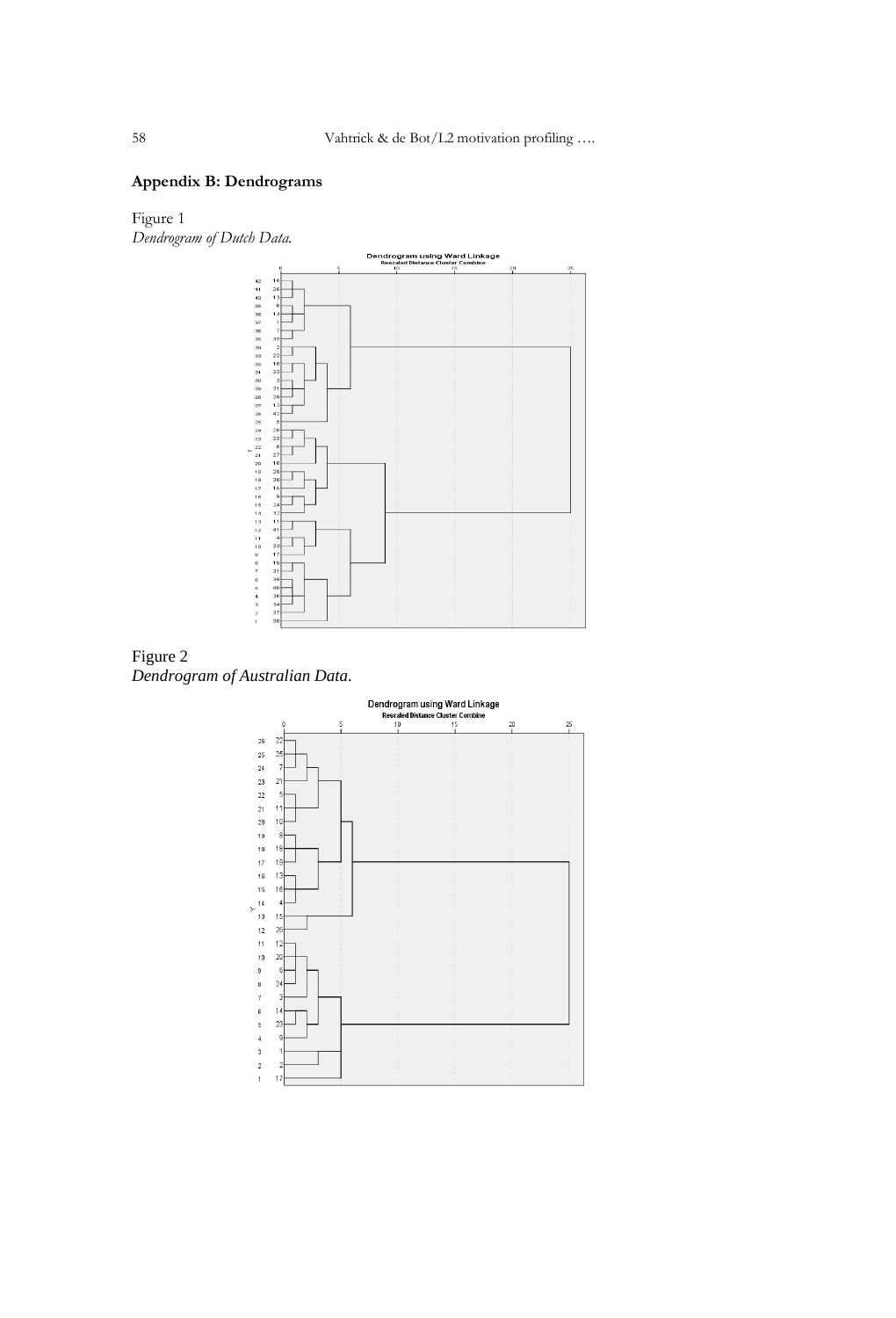## Appendix B: Dendrograms

Figure 1
*Dendrogram of Dutch Data.*

Figure 2
*Dendrogram of Australian Data.*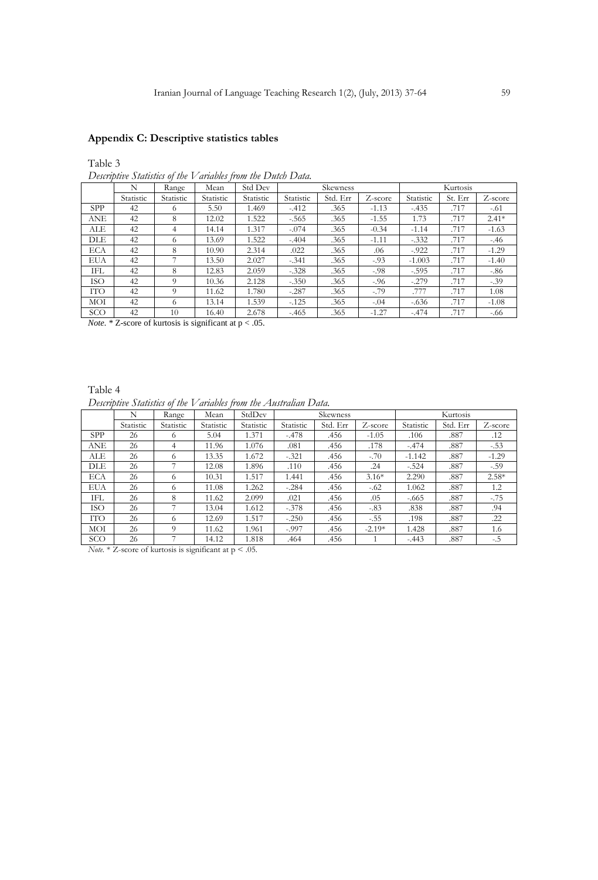## Appendix C: Descriptive statistics tables

Table 3

*Descriptive Statistics of the Variables from the Dutch Data.*

| | N | Range | Mean | Std Dev | Skewness | | | Kurtosis | | |
|---|---|---|---|---|---|---|---|---|---|---|
| | Statistic | Statistic | Statistic | Statistic | Statistic | Std. Err | Z-score | Statistic | St. Err | Z-score |
| SPP | 42 | 6 | 5.50 | 1.469 | -.412 | .365 | -1.13 | -.435 | .717 | -.61 |
| ANE | 42 | 8 | 12.02 | 1.522 | -.565 | .365 | -1.55 | 1.73 | .717 | 2.41* |
| ALE | 42 | 4 | 14.14 | 1.317 | -.074 | .365 | -0.34 | -1.14 | .717 | -1.63 |
| DLE | 42 | 6 | 13.69 | 1.522 | -.404 | .365 | -1.11 | -.332 | .717 | -.46 |
| ECA | 42 | 8 | 10.90 | 2.314 | .022 | .365 | .06 | -.922 | .717 | -1.29 |
| EUA | 42 | 7 | 13.50 | 2.027 | -.341 | .365 | -.93 | -1.003 | .717 | -1.40 |
| IFL | 42 | 8 | 12.83 | 2.059 | -.328 | .365 | -.98 | -.595 | .717 | -.86 |
| ISO | 42 | 9 | 10.36 | 2.128 | -.350 | .365 | -.96 | -.279 | .717 | -.39 |
| ITO | 42 | 9 | 11.62 | 1.780 | -.287 | .365 | -.79 | .777 | .717 | 1.08 |
| MOI | 42 | 6 | 13.14 | 1.539 | -.125 | .365 | -.04 | -.636 | .717 | -1.08 |
| SCO | 42 | 10 | 16.40 | 2.678 | -.465 | .365 | -1.27 | -.474 | .717 | -.66 |

*Note*. * Z-score of kurtosis is significant at $p < .05$.

Table 4

*Descriptive Statistics of the Variables from the Australian Data.*

| | N | Range | Mean | StdDev | Skewness | | | Kurtosis | | |
|---|---|---|---|---|---|---|---|---|---|---|
| | Statistic | Statistic | Statistic | Statistic | Statistic | Std. Err | Z-score | Statistic | Std. Err | Z-score |
| SPP | 26 | 6 | 5.04 | 1.371 | -.478 | .456 | -1.05 | .106 | .887 | .12 |
| ANE | 26 | 4 | 11.96 | 1.076 | .081 | .456 | .178 | -.474 | .887 | -.53 |
| ALE | 26 | 6 | 13.35 | 1.672 | -.321 | .456 | -.70 | -1.142 | .887 | -1.29 |
| DLE | 26 | 7 | 12.08 | 1.896 | .110 | .456 | .24 | -.524 | .887 | -.59 |
| ECA | 26 | 6 | 10.31 | 1.517 | 1.441 | .456 | 3.16* | 2.290 | .887 | 2.58* |
| EUA | 26 | 6 | 11.08 | 1.262 | -.284 | .456 | -.62 | 1.062 | .887 | 1.2 |
| IFL | 26 | 8 | 11.62 | 2.099 | .021 | .456 | .05 | -.665 | .887 | -.75 |
| ISO | 26 | 7 | 13.04 | 1.612 | -.378 | .456 | -.83 | .838 | .887 | .94 |
| ITO | 26 | 6 | 12.69 | 1.517 | -.250 | .456 | -.55 | .198 | .887 | .22 |
| MOI | 26 | 9 | 11.62 | 1.961 | -.997 | .456 | -2.19* | 1.428 | .887 | 1.6 |
| SCO | 26 | 7 | 14.12 | 1.818 | .464 | .456 | 1 | -.443 | .887 | -.5 |

*Note*. * Z-score of kurtosis is significant at $p < .05$.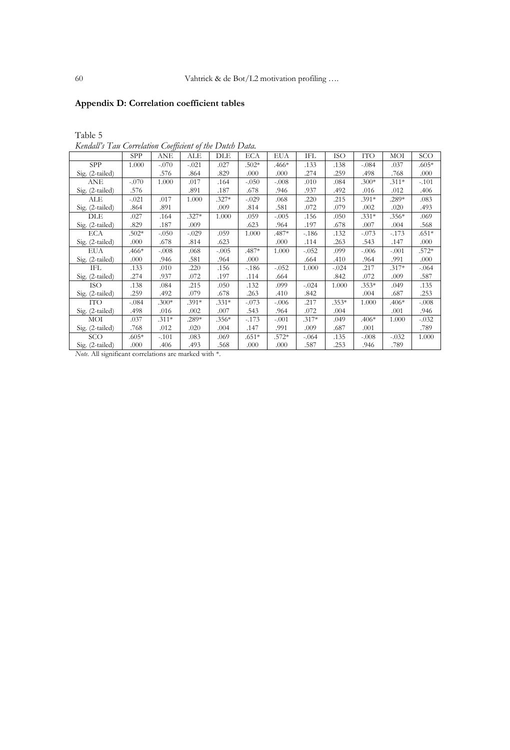## Appendix D: Correlation coefficient tables

Table 5
*Kendall's Tau Correlation Coefficient of the Dutch Data.*

| | SPP | ANE | ALE | DLE | ECA | EUA | IFL | ISO | ITO | MOI | SCO |
|---|---|---|---|---|---|---|---|---|---|---|---|
| SPP | 1.000 | -.070 | -.021 | .027 | .502* | .466* | .133 | .138 | -.084 | .037 | .605* |
| Sig. (2-tailed) | | .576 | .864 | .829 | .000 | .000 | .274 | .259 | .498 | .768 | .000 |
| ANE | -.070 | 1.000 | .017 | .164 | -.050 | -.008 | .010 | .084 | .300* | .311* | -.101 |
| Sig. (2-tailed) | .576 | | .891 | .187 | .678 | .946 | .937 | .492 | .016 | .012 | .406 |
| ALE | -.021 | .017 | 1.000 | .327* | -.029 | .068 | .220 | .215 | .391* | .289* | .083 |
| Sig. (2-tailed) | .864 | .891 | | .009 | .814 | .581 | .072 | .079 | .002 | .020 | .493 |
| DLE | .027 | .164 | .327* | 1.000 | .059 | -.005 | .156 | .050 | .331* | .356* | .069 |
| Sig. (2-tailed) | .829 | .187 | .009 | | .623 | .964 | .197 | .678 | .007 | .004 | .568 |
| ECA | .502* | -.050 | -.029 | .059 | 1.000 | .487* | -.186 | .132 | -.073 | -.173 | .651* |
| Sig. (2-tailed) | .000 | .678 | .814 | .623 | | .000 | .114 | .263 | .543 | .147 | .000 |
| EUA | .466* | -.008 | .068 | -.005 | .487* | 1.000 | -.052 | .099 | -.006 | -.001 | .572* |
| Sig. (2-tailed) | .000 | .946 | .581 | .964 | .000 | | .664 | .410 | .964 | .991 | .000 |
| IFL | .133 | .010 | .220 | .156 | -.186 | -.052 | 1.000 | -.024 | .217 | .317* | -.064 |
| Sig. (2-tailed) | .274 | .937 | .072 | .197 | .114 | .664 | | .842 | .072 | .009 | .587 |
| ISO | .138 | .084 | .215 | .050 | .132 | .099 | -.024 | 1.000 | .353* | .049 | .135 |
| Sig. (2-tailed) | .259 | .492 | .079 | .678 | .263 | .410 | .842 | | .004 | .687 | .253 |
| ITO | -.084 | .300* | .391* | .331* | -.073 | -.006 | .217 | .353* | 1.000 | .406* | -.008 |
| Sig. (2-tailed) | .498 | .016 | .002 | .007 | .543 | .964 | .072 | .004 | | .001 | .946 |
| MOI | .037 | .311* | .289* | .356* | -.173 | -.001 | .317* | .049 | .406* | 1.000 | -.032 |
| Sig. (2-tailed) | .768 | .012 | .020 | .004 | .147 | .991 | .009 | .687 | .001 | | .789 |
| SCO | .605* | -.101 | .083 | .069 | .651* | .572* | -.064 | .135 | -.008 | -.032 | 1.000 |
| Sig. (2-tailed) | .000 | .406 | .493 | .568 | .000 | .000 | .587 | .253 | .946 | .789 | |

*Note*. All significant correlations are marked with *.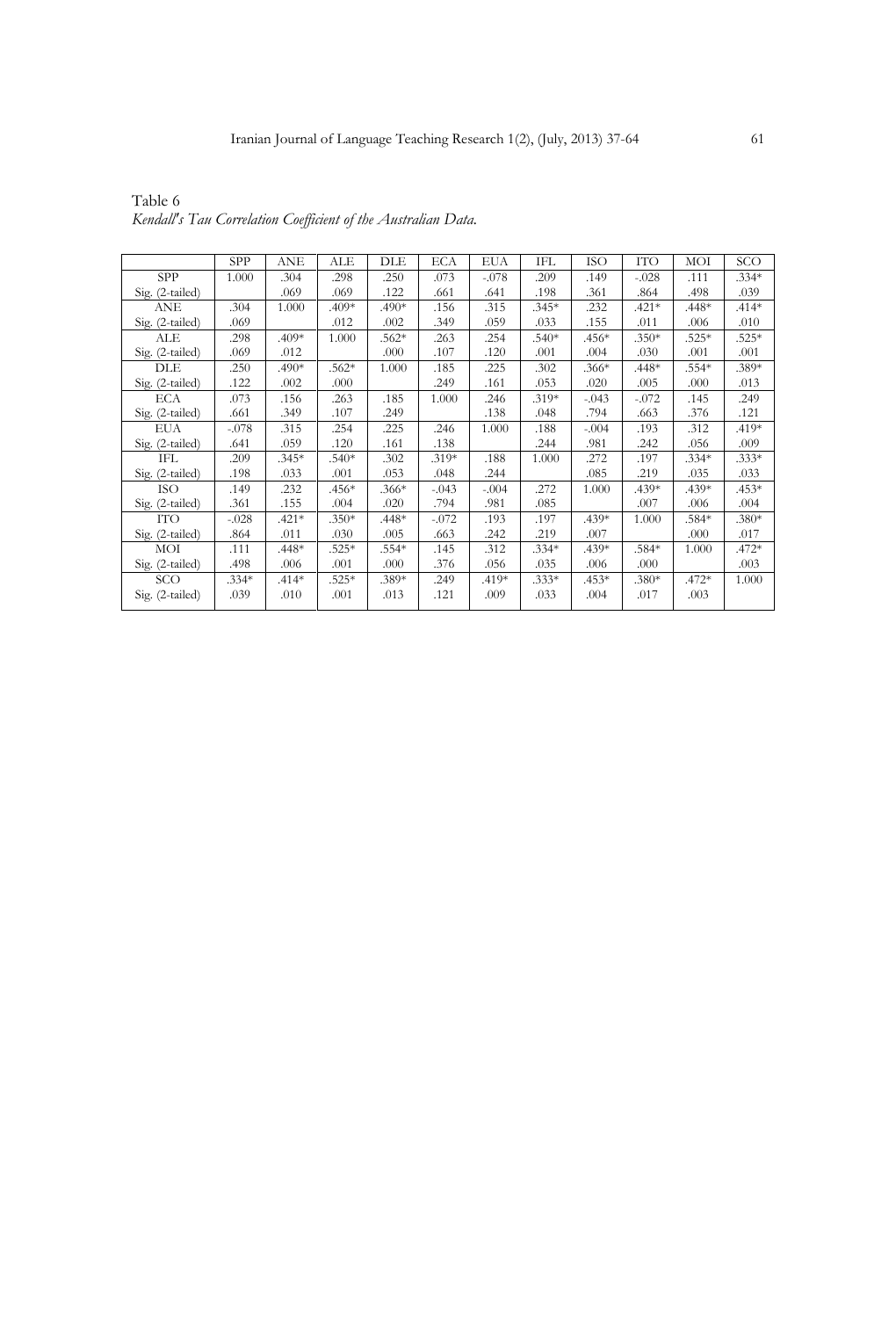Table 6

*Kendall's Tau Correlation Coefficient of the Australian Data.*

| | SPP | ANE | ALE | DLE | ECA | EUA | IFL | ISO | ITO | MOI | SCO |
|---|---|---|---|---|---|---|---|---|---|---|---|
| SPP | 1.000 | .304 | .298 | .250 | .073 | -.078 | .209 | .149 | -.028 | .111 | .334* |
| Sig. (2-tailed) | | .069 | .069 | .122 | .661 | .641 | .198 | .361 | .864 | .498 | .039 |
| ANE | .304 | 1.000 | .409* | .490* | .156 | .315 | .345* | .232 | .421* | .448* | .414* |
| Sig. (2-tailed) | .069 | | .012 | .002 | .349 | .059 | .033 | .155 | .011 | .006 | .010 |
| ALE | .298 | .409* | 1.000 | .562* | .263 | .254 | .540* | .456* | .350* | .525* | .525* |
| Sig. (2-tailed) | .069 | .012 | | .000 | .107 | .120 | .001 | .004 | .030 | .001 | .001 |
| DLE | .250 | .490* | .562* | 1.000 | .185 | .225 | .302 | .366* | .448* | .554* | .389* |
| Sig. (2-tailed) | .122 | .002 | .000 | | .249 | .161 | .053 | .020 | .005 | .000 | .013 |
| ECA | .073 | .156 | .263 | .185 | 1.000 | .246 | .319* | -.043 | -.072 | .145 | .249 |
| Sig. (2-tailed) | .661 | .349 | .107 | .249 | | .138 | .048 | .794 | .663 | .376 | .121 |
| EUA | -.078 | .315 | .254 | .225 | .246 | 1.000 | .188 | -.004 | .193 | .312 | .419* |
| Sig. (2-tailed) | .641 | .059 | .120 | .161 | .138 | | .244 | .981 | .242 | .056 | .009 |
| IFL | .209 | .345* | .540* | .302 | .319* | .188 | 1.000 | .272 | .197 | .334* | .333* |
| Sig. (2-tailed) | .198 | .033 | .001 | .053 | .048 | .244 | | .085 | .219 | .035 | .033 |
| ISO | .149 | .232 | .456* | .366* | -.043 | -.004 | .272 | 1.000 | .439* | .439* | .453* |
| Sig. (2-tailed) | .361 | .155 | .004 | .020 | .794 | .981 | .085 | | .007 | .006 | .004 |
| ITO | -.028 | .421* | .350* | .448* | -.072 | .193 | .197 | .439* | 1.000 | .584* | .380* |
| Sig. (2-tailed) | .864 | .011 | .030 | .005 | .663 | .242 | .219 | .007 | | .000 | .017 |
| MOI | .111 | .448* | .525* | .554* | .145 | .312 | .334* | .439* | .584* | 1.000 | .472* |
| Sig. (2-tailed) | .498 | .006 | .001 | .000 | .376 | .056 | .035 | .006 | .000 | | .003 |
| SCO | .334* | .414* | .525* | .389* | .249 | .419* | .333* | .453* | .380* | .472* | 1.000 |
| Sig. (2-tailed) | .039 | .010 | .001 | .013 | .121 | .009 | .033 | .004 | .017 | .003 | |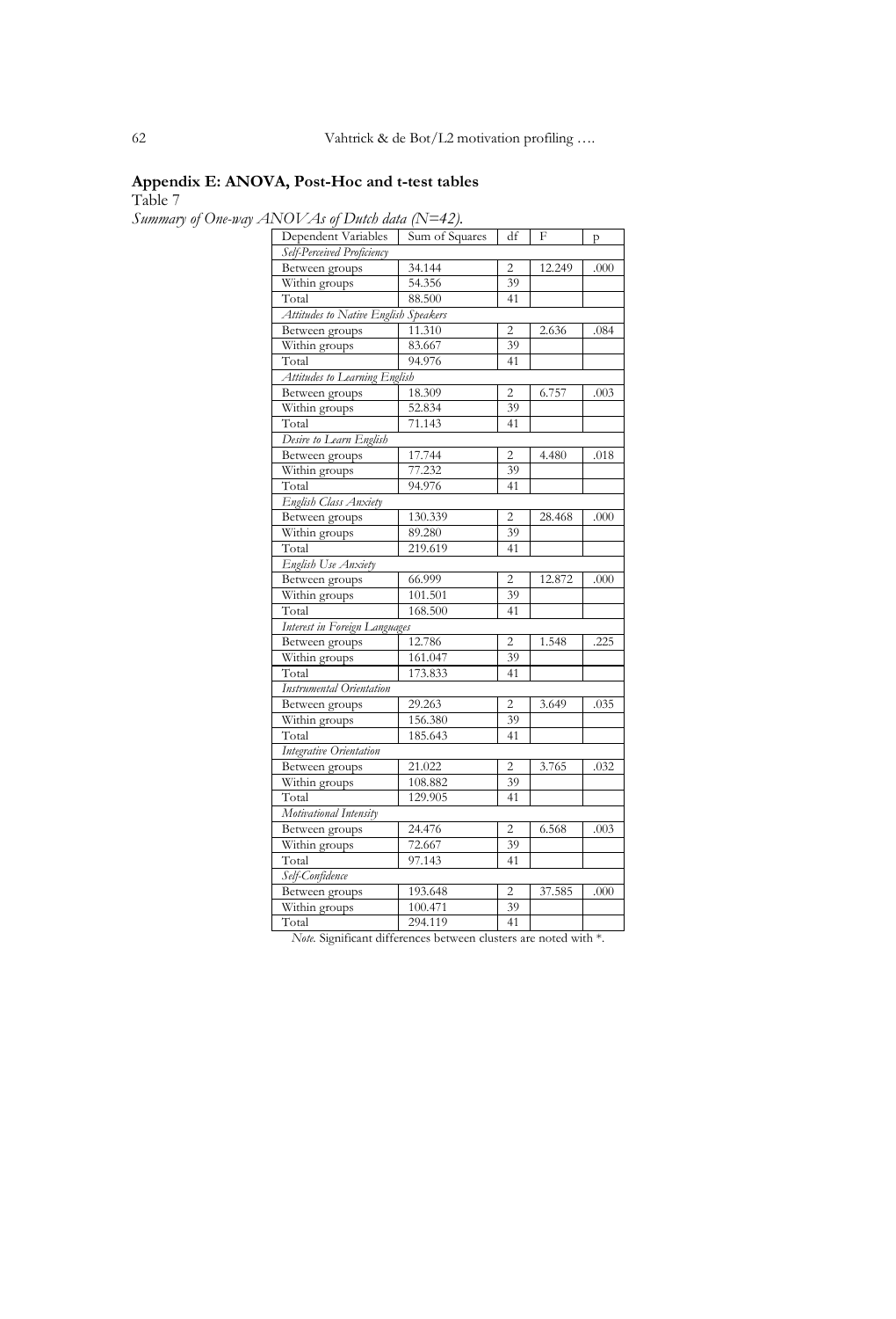## Appendix E: ANOVA, Post-Hoc and t-test tables

Table 7

*Summary of One-way ANOVAs of Dutch data (N=42).*

| Dependent Variables | Sum of Squares | df | F | p |
|---|---|---|---|---|
| *Self-Perceived Proficiency* | | | | |
| Between groups | 34.144 | 2 | 12.249 | .000 |
| Within groups | 54.356 | 39 | | |
| Total | 88.500 | 41 | | |
| *Attitudes to Native English Speakers* | | | | |
| Between groups | 11.310 | 2 | 2.636 | .084 |
| Within groups | 83.667 | 39 | | |
| Total | 94.976 | 41 | | |
| *Attitudes to Learning English* | | | | |
| Between groups | 18.309 | 2 | 6.757 | .003 |
| Within groups | 52.834 | 39 | | |
| Total | 71.143 | 41 | | |
| *Desire to Learn English* | | | | |
| Between groups | 17.744 | 2 | 4.480 | .018 |
| Within groups | 77.232 | 39 | | |
| Total | 94.976 | 41 | | |
| *English Class Anxiety* | | | | |
| Between groups | 130.339 | 2 | 28.468 | .000 |
| Within groups | 89.280 | 39 | | |
| Total | 219.619 | 41 | | |
| *English Use Anxiety* | | | | |
| Between groups | 66.999 | 2 | 12.872 | .000 |
| Within groups | 101.501 | 39 | | |
| Total | 168.500 | 41 | | |
| *Interest in Foreign Languages* | | | | |
| Between groups | 12.786 | 2 | 1.548 | .225 |
| Within groups | 161.047 | 39 | | |
| Total | 173.833 | 41 | | |
| *Instrumental Orientation* | | | | |
| Between groups | 29.263 | 2 | 3.649 | .035 |
| Within groups | 156.380 | 39 | | |
| Total | 185.643 | 41 | | |
| *Integrative Orientation* | | | | |
| Between groups | 21.022 | 2 | 3.765 | .032 |
| Within groups | 108.882 | 39 | | |
| Total | 129.905 | 41 | | |
| *Motivational Intensity* | | | | |
| Between groups | 24.476 | 2 | 6.568 | .003 |
| Within groups | 72.667 | 39 | | |
| Total | 97.143 | 41 | | |
| *Self-Confidence* | | | | |
| Between groups | 193.648 | 2 | 37.585 | .000 |
| Within groups | 100.471 | 39 | | |
| Total | 294.119 | 41 | | |

*Note.* Significant differences between clusters are noted with *.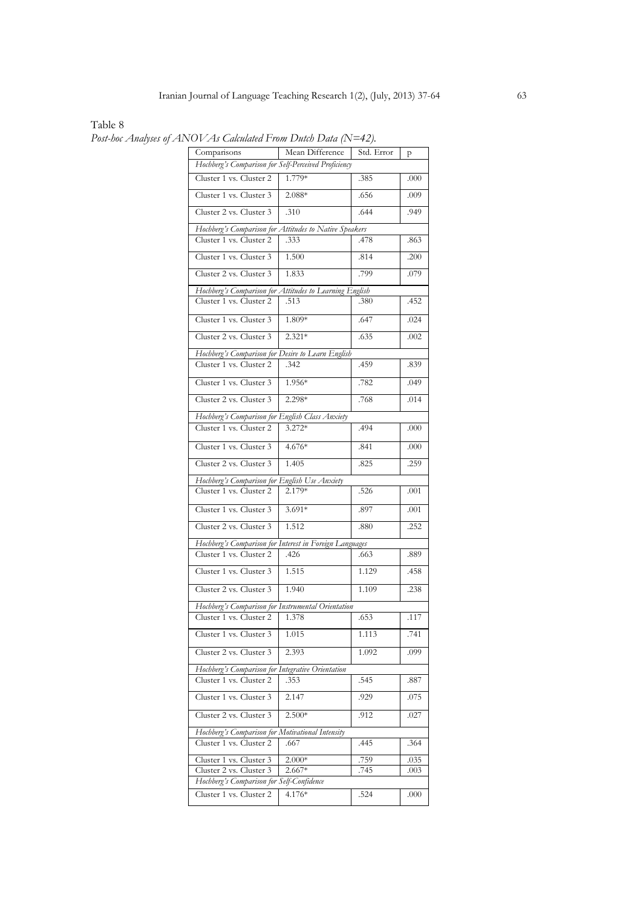Table 8

*Post-hoc Analyses of ANOVAs Calculated From Dutch Data (N=42).*

| Comparisons | Mean Difference | Std. Error | p |
|---|---|---|---|
| *Hochberg's Comparison for Self-Perceived Proficiency* | | | |
| Cluster 1 vs. Cluster 2 | 1.779* | .385 | .000 |
| Cluster 1 vs. Cluster 3 | 2.088* | .656 | .009 |
| Cluster 2 vs. Cluster 3 | .310 | .644 | .949 |
| *Hochberg's Comparison for Attitudes to Native Speakers* | | | |
| Cluster 1 vs. Cluster 2 | .333 | .478 | .863 |
| Cluster 1 vs. Cluster 3 | 1.500 | .814 | .200 |
| Cluster 2 vs. Cluster 3 | 1.833 | .799 | .079 |
| *Hochberg's Comparison for Attitudes to Learning English* | | | |
| Cluster 1 vs. Cluster 2 | .513 | .380 | .452 |
| Cluster 1 vs. Cluster 3 | 1.809* | .647 | .024 |
| Cluster 2 vs. Cluster 3 | 2.321* | .635 | .002 |
| *Hochberg's Comparison for Desire to Learn English* | | | |
| Cluster 1 vs. Cluster 2 | .342 | .459 | .839 |
| Cluster 1 vs. Cluster 3 | 1.956* | .782 | .049 |
| Cluster 2 vs. Cluster 3 | 2.298* | .768 | .014 |
| *Hochberg's Comparison for English Class Anxiety* | | | |
| Cluster 1 vs. Cluster 2 | 3.272* | .494 | .000 |
| Cluster 1 vs. Cluster 3 | 4.676* | .841 | .000 |
| Cluster 2 vs. Cluster 3 | 1.405 | .825 | .259 |
| *Hochberg's Comparison for English Use Anxiety* | | | |
| Cluster 1 vs. Cluster 2 | 2.179* | .526 | .001 |
| Cluster 1 vs. Cluster 3 | 3.691* | .897 | .001 |
| Cluster 2 vs. Cluster 3 | 1.512 | .880 | .252 |
| *Hochberg's Comparison for Interest in Foreign Languages* | | | |
| Cluster 1 vs. Cluster 2 | .426 | .663 | .889 |
| Cluster 1 vs. Cluster 3 | 1.515 | 1.129 | .458 |
| Cluster 2 vs. Cluster 3 | 1.940 | 1.109 | .238 |
| *Hochberg's Comparison for Instrumental Orientation* | | | |
| Cluster 1 vs. Cluster 2 | 1.378 | .653 | .117 |
| Cluster 1 vs. Cluster 3 | 1.015 | 1.113 | .741 |
| Cluster 2 vs. Cluster 3 | 2.393 | 1.092 | .099 |
| *Hochberg's Comparison for Integrative Orientation* | | | |
| Cluster 1 vs. Cluster 2 | .353 | .545 | .887 |
| Cluster 1 vs. Cluster 3 | 2.147 | .929 | .075 |
| Cluster 2 vs. Cluster 3 | 2.500* | .912 | .027 |
| *Hochberg's Comparison for Motivational Intensity* | | | |
| Cluster 1 vs. Cluster 2 | .667 | .445 | .364 |
| Cluster 1 vs. Cluster 3 | 2.000* | .759 | .035 |
| Cluster 2 vs. Cluster 3 | 2.667* | .745 | .003 |
| *Hochberg's Comparison for Self-Confidence* | | | |
| Cluster 1 vs. Cluster 2 | 4.176* | .524 | .000 |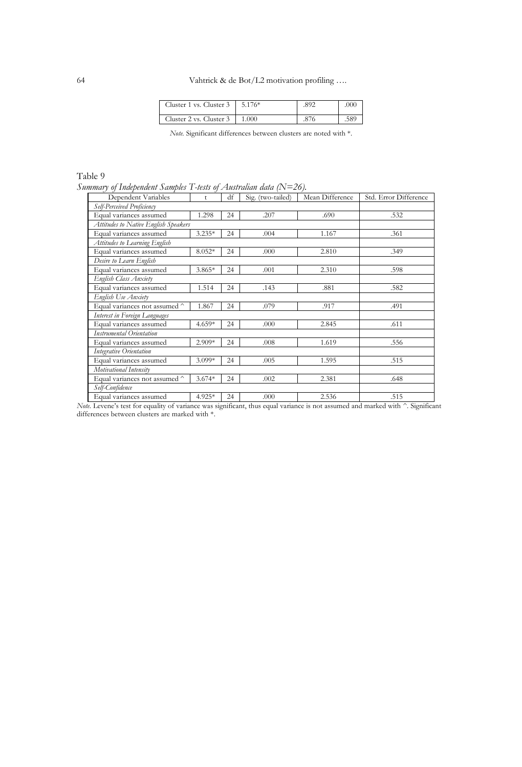| | | | |
|---|---|---|---|
| Cluster 1 vs. Cluster 3 | 5.176* | .892 | .000 |
| Cluster 2 vs. Cluster 3 | 1.000 | .876 | .589 |

*Note.* Significant differences between clusters are noted with *.

Table 9

*Summary of Independent Samples T-tests of Australian data (N=26).*

| Dependent Variables | t | df | Sig. (two-tailed) | Mean Difference | Std. Error Difference |
|---|---|---|---|---|---|
| *Self-Perceived Proficiency* | | | | | |
| Equal variances assumed | 1.298 | 24 | .207 | .690 | .532 |
| *Attitudes to Native English Speakers* | | | | | |
| Equal variances assumed | 3.235* | 24 | .004 | 1.167 | .361 |
| *Attitudes to Learning English* | | | | | |
| Equal variances assumed | 8.052* | 24 | .000 | 2.810 | .349 |
| *Desire to Learn English* | | | | | |
| Equal variances assumed | 3.865* | 24 | .001 | 2.310 | .598 |
| *English Class Anxiety* | | | | | |
| Equal variances assumed | 1.514 | 24 | .143 | .881 | .582 |
| *English Use Anxiety* | | | | | |
| Equal variances not assumed ^ | 1.867 | 24 | .079 | .917 | .491 |
| *Interest in Foreign Languages* | | | | | |
| Equal variances assumed | 4.659* | 24 | .000 | 2.845 | .611 |
| *Instrumental Orientation* | | | | | |
| Equal variances assumed | 2.909* | 24 | .008 | 1.619 | .556 |
| *Integrative Orientation* | | | | | |
| Equal variances assumed | 3.099* | 24 | .005 | 1.595 | .515 |
| *Motivational Intensity* | | | | | |
| Equal variances not assumed ^ | 3.674* | 24 | .002 | 2.381 | .648 |
| *Self-Confidence* | | | | | |
| Equal variances assumed | 4.925* | 24 | .000 | 2.536 | .515 |

*Note.* Levene's test for equality of variance was significant, thus equal variance is not assumed and marked with ^. Significant differences between clusters are marked with *.